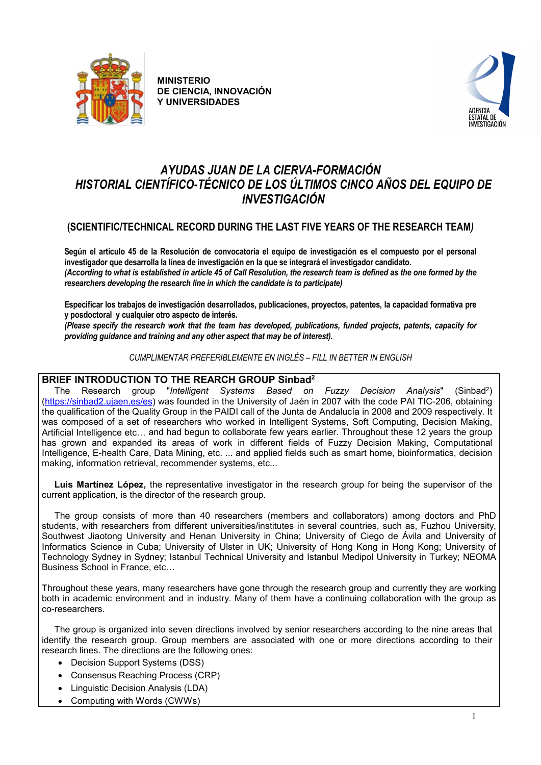MINISTERIO
DE CIENCIA, INNOVACIÓN
Y UNIVERSIDADES

AGENCIA
ESTATAL DE
INVESTIGACIÓN

# *AYUDAS JUAN DE LA CIERVA-FORMACIÓN*
# *HISTORIAL CIENTÍFICO-TÉCNICO DE LOS ÚLTIMOS CINCO AÑOS DEL EQUIPO DE INVESTIGACIÓN*

## (SCIENTIFIC/TECHNICAL RECORD DURING THE LAST FIVE YEARS OF THE RESEARCH TEAM*)*

**Según el artículo 45 de la Resolución de convocatoria el equipo de investigación es el compuesto por el personal investigador que desarrolla la línea de investigación en la que se integrará el investigador candidato.**
***(According to what is established in article 45 of Call Resolution, the research team is defined as the one formed by the researchers developing the research line in which the candidate is to participate)***

**Especificar los trabajos de investigación desarrollados, publicaciones, proyectos, patentes, la capacidad formativa pre y posdoctoral y cualquier otro aspecto de interés.**
***(Please specify the research work that the team has developed, publications, funded projects, patents, capacity for providing guidance and training and any other aspect that may be of interest).***

*CUMPLIMENTAR PREFERIBLEMENTE EN INGLÉS – FILL IN BETTER IN ENGLISH*

### BRIEF INTRODUCTION TO THE REARCH GROUP Sinbad$^2$

The Research group "*Intelligent Systems Based on Fuzzy Decision Analysis*" (Sinbad$^2$) (https://sinbad2.ujaen.es/es) was founded in the University of Jaén in 2007 with the code PAI TIC-206, obtaining the qualification of the Quality Group in the PAIDI call of the Junta de Andalucía in 2008 and 2009 respectively. It was composed of a set of researchers who worked in Intelligent Systems, Soft Computing, Decision Making, Artificial Intelligence etc… and had begun to collaborate few years earlier. Throughout these 12 years the group has grown and expanded its areas of work in different fields of Fuzzy Decision Making, Computational Intelligence, E-health Care, Data Mining, etc. ... and applied fields such as smart home, bioinformatics, decision making, information retrieval, recommender systems, etc...

**Luis Martínez López,** the representative investigator in the research group for being the supervisor of the current application, is the director of the research group.

The group consists of more than 40 researchers (members and collaborators) among doctors and PhD students, with researchers from different universities/institutes in several countries, such as, Fuzhou University, Southwest Jiaotong University and Henan University in China; University of Ciego de Ávila and University of Informatics Science in Cuba; University of Ulster in UK; University of Hong Kong in Hong Kong; University of Technology Sydney in Sydney; Istanbul Technical University and Istanbul Medipol University in Turkey; NEOMA Business School in France, etc…

Throughout these years, many researchers have gone through the research group and currently they are working both in academic environment and in industry. Many of them have a continuing collaboration with the group as co-researchers.

The group is organized into seven directions involved by senior researchers according to the nine areas that identify the research group. Group members are associated with one or more directions according to their research lines. The directions are the following ones:

- Decision Support Systems (DSS)
- Consensus Reaching Process (CRP)
- Linguistic Decision Analysis (LDA)
- Computing with Words (CWWs)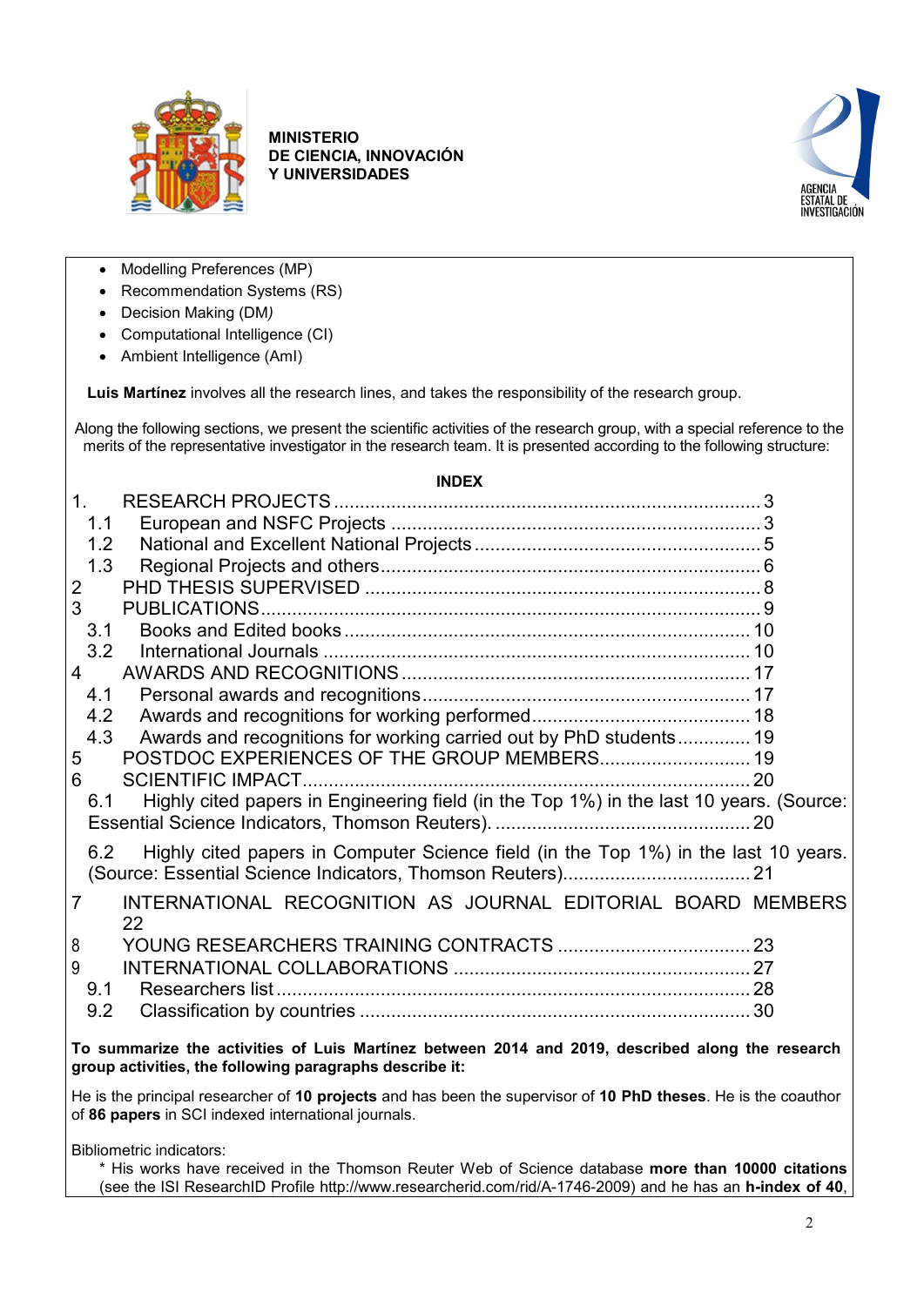- Modelling Preferences (MP)
- Recommendation Systems (RS)
- Decision Making (DM*)*
- Computational Intelligence (CI)
- Ambient Intelligence (AmI)

**Luis Martínez** involves all the research lines, and takes the responsibility of the research group.

Along the following sections, we present the scientific activities of the research group, with a special reference to the merits of the representative investigator in the research team. It is presented according to the following structure:

**INDEX**

1. RESEARCH PROJECTS ..... 3
   - 1.1 European and NSFC Projects ..... 3
   - 1.2 National and Excellent National Projects ..... 5
   - 1.3 Regional Projects and others ..... 6
2. PHD THESIS SUPERVISED ..... 8
3. PUBLICATIONS ..... 9
   - 3.1 Books and Edited books ..... 10
   - 3.2 International Journals ..... 10
4. AWARDS AND RECOGNITIONS ..... 17
   - 4.1 Personal awards and recognitions ..... 17
   - 4.2 Awards and recognitions for working performed ..... 18
   - 4.3 Awards and recognitions for working carried out by PhD students ..... 19
5. POSTDOC EXPERIENCES OF THE GROUP MEMBERS ..... 19
6. SCIENTIFIC IMPACT ..... 20
   - 6.1 Highly cited papers in Engineering field (in the Top 1%) in the last 10 years. (Source: Essential Science Indicators, Thomson Reuters). ..... 20
   - 6.2 Highly cited papers in Computer Science field (in the Top 1%) in the last 10 years. (Source: Essential Science Indicators, Thomson Reuters). ..... 21
7. INTERNATIONAL RECOGNITION AS JOURNAL EDITORIAL BOARD MEMBERS 22
8. YOUNG RESEARCHERS TRAINING CONTRACTS ..... 23
9. INTERNATIONAL COLLABORATIONS ..... 27
   - 9.1 Researchers list ..... 28
   - 9.2 Classification by countries ..... 30

**To summarize the activities of Luis Martínez between 2014 and 2019, described along the research group activities, the following paragraphs describe it:**

He is the principal researcher of **10 projects** and has been the supervisor of **10 PhD theses**. He is the coauthor of **86 papers** in SCI indexed international journals.

Bibliometric indicators:

* His works have received in the Thomson Reuter Web of Science database **more than 10000 citations** (see the ISI ResearchID Profile http://www.researcherid.com/rid/A-1746-2009) and he has an **h-index of 40**,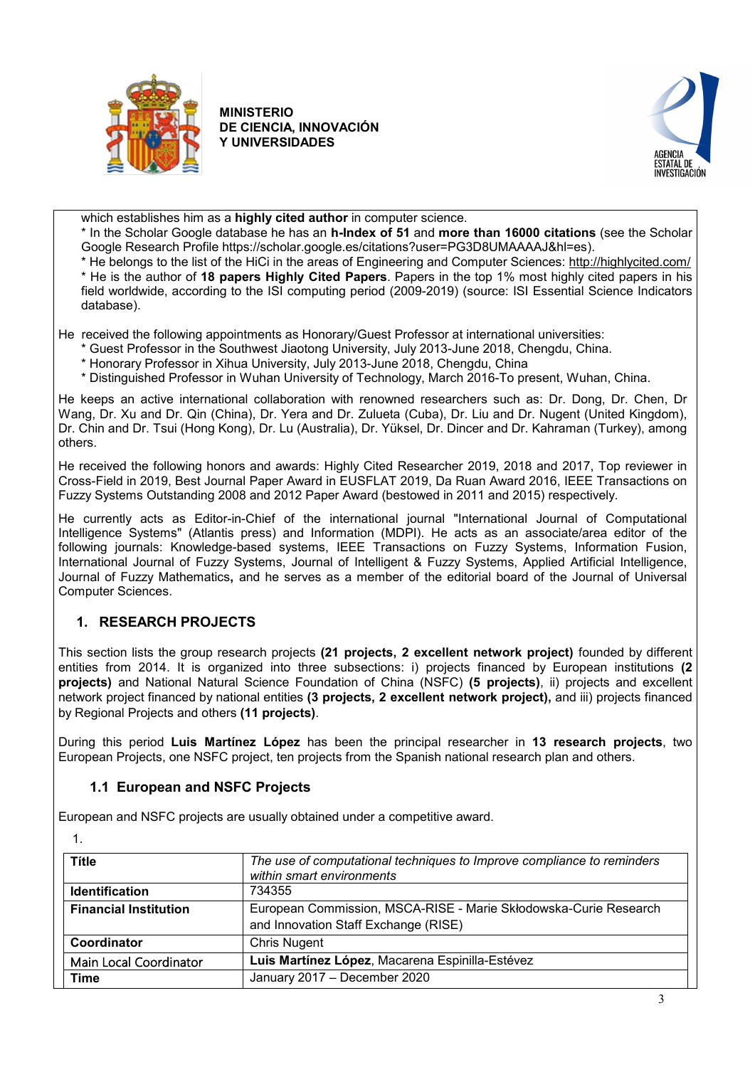which establishes him as a **highly cited author** in computer science.

* In the Scholar Google database he has an **h-Index of 51** and **more than 16000 citations** (see the Scholar Google Research Profile https://scholar.google.es/citations?user=PG3D8UMAAAAJ&hl=es).
* He belongs to the list of the HiCi in the areas of Engineering and Computer Sciences: http://highlycited.com/
* He is the author of **18 papers Highly Cited Papers**. Papers in the top 1% most highly cited papers in his field worldwide, according to the ISI computing period (2009-2019) (source: ISI Essential Science Indicators database).

He received the following appointments as Honorary/Guest Professor at international universities:

* Guest Professor in the Southwest Jiaotong University, July 2013-June 2018, Chengdu, China.
* Honorary Professor in Xihua University, July 2013-June 2018, Chengdu, China
* Distinguished Professor in Wuhan University of Technology, March 2016-To present, Wuhan, China.

He keeps an active international collaboration with renowned researchers such as: Dr. Dong, Dr. Chen, Dr Wang, Dr. Xu and Dr. Qin (China), Dr. Yera and Dr. Zulueta (Cuba), Dr. Liu and Dr. Nugent (United Kingdom), Dr. Chin and Dr. Tsui (Hong Kong), Dr. Lu (Australia), Dr. Yüksel, Dr. Dincer and Dr. Kahraman (Turkey), among others.

He received the following honors and awards: Highly Cited Researcher 2019, 2018 and 2017, Top reviewer in Cross-Field in 2019, Best Journal Paper Award in EUSFLAT 2019, Da Ruan Award 2016, IEEE Transactions on Fuzzy Systems Outstanding 2008 and 2012 Paper Award (bestowed in 2011 and 2015) respectively.

He currently acts as Editor-in-Chief of the international journal "International Journal of Computational Intelligence Systems" (Atlantis press) and Information (MDPI). He acts as an associate/area editor of the following journals: Knowledge-based systems, IEEE Transactions on Fuzzy Systems, Information Fusion, International Journal of Fuzzy Systems, Journal of Intelligent & Fuzzy Systems, Applied Artificial Intelligence, Journal of Fuzzy Mathematics**,** and he serves as a member of the editorial board of the Journal of Universal Computer Sciences.

## 1. RESEARCH PROJECTS

This section lists the group research projects **(21 projects, 2 excellent network project)** founded by different entities from 2014. It is organized into three subsections: i) projects financed by European institutions **(2 projects)** and National Natural Science Foundation of China (NSFC) **(5 projects)**, ii) projects and excellent network project financed by national entities **(3 projects, 2 excellent network project),** and iii) projects financed by Regional Projects and others **(11 projects)**.

During this period **Luis Martínez López** has been the principal researcher in **13 research projects**, two European Projects, one NSFC project, ten projects from the Spanish national research plan and others.

### 1.1 European and NSFC Projects

European and NSFC projects are usually obtained under a competitive award.

1.

| **Title** | *The use of computational techniques to Improve compliance to reminders within smart environments* |
|---|---|
| **Identification** | 734355 |
| **Financial Institution** | European Commission, MSCA-RISE - Marie Skłodowska-Curie Research and Innovation Staff Exchange (RISE) |
| **Coordinator** | Chris Nugent |
| Main Local Coordinator | **Luis Martínez López**, Macarena Espinilla-Estévez |
| **Time** | January 2017 – December 2020 |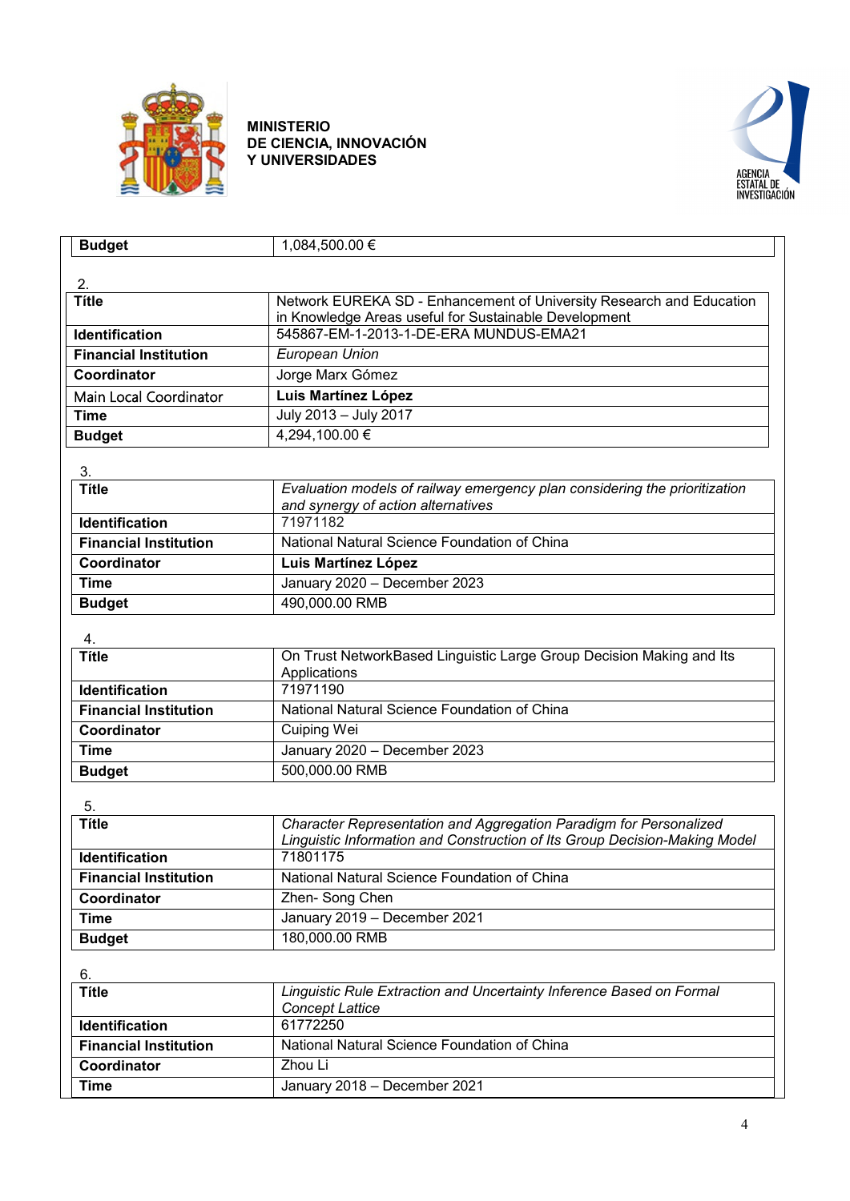MINISTERIO
DE CIENCIA, INNOVACIÓN
Y UNIVERSIDADES

AGENCIA
ESTATAL DE
INVESTIGACIÓN

| **Budget** | 1,084,500.00 € |
|---|---|

2.

| **Title** | Network EUREKA SD - Enhancement of University Research and Education in Knowledge Areas useful for Sustainable Development |
|---|---|
| **Identification** | 545867-EM-1-2013-1-DE-ERA MUNDUS-EMA21 |
| **Financial Institution** | *European Union* |
| **Coordinator** | Jorge Marx Gómez |
| Main Local Coordinator | **Luis Martínez López** |
| **Time** | July 2013 – July 2017 |
| **Budget** | 4,294,100.00 € |

3.

| **Title** | *Evaluation models of railway emergency plan considering the prioritization and synergy of action alternatives* |
|---|---|
| **Identification** | 71971182 |
| **Financial Institution** | National Natural Science Foundation of China |
| **Coordinator** | **Luis Martínez López** |
| **Time** | January 2020 – December 2023 |
| **Budget** | 490,000.00 RMB |

4.

| **Title** | On Trust NetworkBased Linguistic Large Group Decision Making and Its Applications |
|---|---|
| **Identification** | 71971190 |
| **Financial Institution** | National Natural Science Foundation of China |
| **Coordinator** | Cuiping Wei |
| **Time** | January 2020 – December 2023 |
| **Budget** | 500,000.00 RMB |

5.

| **Title** | *Character Representation and Aggregation Paradigm for Personalized Linguistic Information and Construction of Its Group Decision-Making Model* |
|---|---|
| **Identification** | 71801175 |
| **Financial Institution** | National Natural Science Foundation of China |
| **Coordinator** | Zhen- Song Chen |
| **Time** | January 2019 – December 2021 |
| **Budget** | 180,000.00 RMB |

6.

| **Title** | *Linguistic Rule Extraction and Uncertainty Inference Based on Formal Concept Lattice* |
|---|---|
| **Identification** | 61772250 |
| **Financial Institution** | National Natural Science Foundation of China |
| **Coordinator** | Zhou Li |
| **Time** | January 2018 – December 2021 |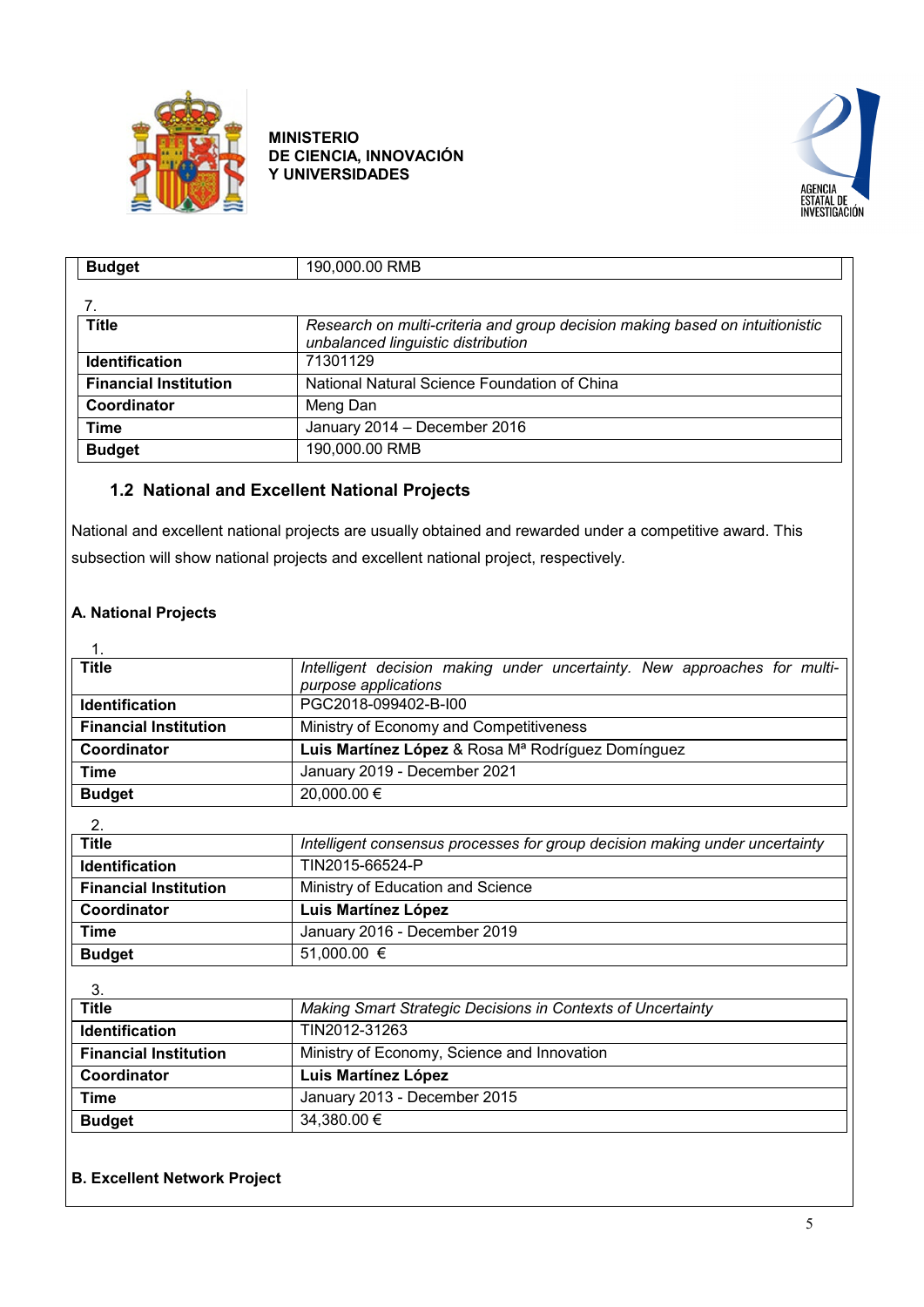| Budget | 190,000.00 RMB |
|---|---|

7.

| Title | *Research on multi-criteria and group decision making based on intuitionistic unbalanced linguistic distribution* |
|---|---|
| **Identification** | 71301129 |
| **Financial Institution** | National Natural Science Foundation of China |
| **Coordinator** | Meng Dan |
| **Time** | January 2014 – December 2016 |
| **Budget** | 190,000.00 RMB |

### 1.2 National and Excellent National Projects

National and excellent national projects are usually obtained and rewarded under a competitive award. This subsection will show national projects and excellent national project, respectively.

**A. National Projects**

1.

| Title | *Intelligent decision making under uncertainty. New approaches for multi-purpose applications* |
|---|---|
| **Identification** | PGC2018-099402-B-I00 |
| **Financial Institution** | Ministry of Economy and Competitiveness |
| **Coordinator** | **Luis Martínez López** & Rosa Mª Rodríguez Domínguez |
| **Time** | January 2019 - December 2021 |
| **Budget** | 20,000.00 € |

2.

| Title | *Intelligent consensus processes for group decision making under uncertainty* |
|---|---|
| **Identification** | TIN2015-66524-P |
| **Financial Institution** | Ministry of Education and Science |
| **Coordinator** | **Luis Martínez López** |
| **Time** | January 2016 - December 2019 |
| **Budget** | 51,000.00 € |

3.

| Title | *Making Smart Strategic Decisions in Contexts of Uncertainty* |
|---|---|
| **Identification** | TIN2012-31263 |
| **Financial Institution** | Ministry of Economy, Science and Innovation |
| **Coordinator** | **Luis Martínez López** |
| **Time** | January 2013 - December 2015 |
| **Budget** | 34,380.00 € |

**B. Excellent Network Project**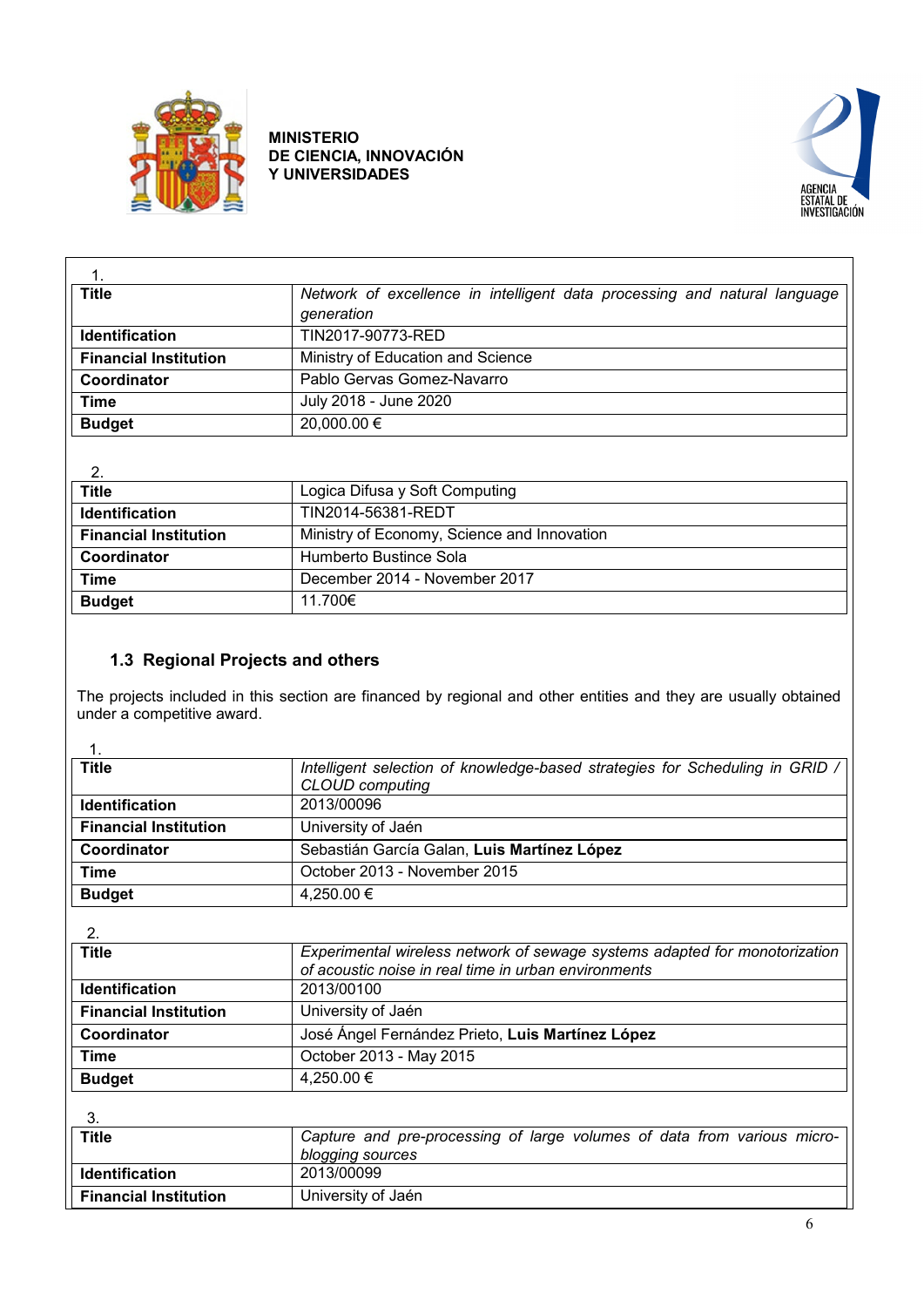**MINISTERIO DE CIENCIA, INNOVACIÓN Y UNIVERSIDADES**

AGENCIA ESTATAL DE INVESTIGACIÓN

1.

| **Title** | *Network of excellence in intelligent data processing and natural language generation* |
|---|---|
| **Identification** | TIN2017-90773-RED |
| **Financial Institution** | Ministry of Education and Science |
| **Coordinator** | Pablo Gervas Gomez-Navarro |
| **Time** | July 2018 - June 2020 |
| **Budget** | 20,000.00 € |

2.

| **Title** | Logica Difusa y Soft Computing |
|---|---|
| **Identification** | TIN2014-56381-REDT |
| **Financial Institution** | Ministry of Economy, Science and Innovation |
| **Coordinator** | Humberto Bustince Sola |
| **Time** | December 2014 - November 2017 |
| **Budget** | 11.700€ |

### 1.3 Regional Projects and others

The projects included in this section are financed by regional and other entities and they are usually obtained under a competitive award.

1.

| **Title** | *Intelligent selection of knowledge-based strategies for Scheduling in GRID / CLOUD computing* |
|---|---|
| **Identification** | 2013/00096 |
| **Financial Institution** | University of Jaén |
| **Coordinator** | Sebastián García Galan, **Luis Martínez López** |
| **Time** | October 2013 - November 2015 |
| **Budget** | 4,250.00 € |

2.

| **Title** | *Experimental wireless network of sewage systems adapted for monotorization of acoustic noise in real time in urban environments* |
|---|---|
| **Identification** | 2013/00100 |
| **Financial Institution** | University of Jaén |
| **Coordinator** | José Ángel Fernández Prieto, **Luis Martínez López** |
| **Time** | October 2013 - May 2015 |
| **Budget** | 4,250.00 € |

3.

| **Title** | *Capture and pre-processing of large volumes of data from various micro-blogging sources* |
|---|---|
| **Identification** | 2013/00099 |
| **Financial Institution** | University of Jaén |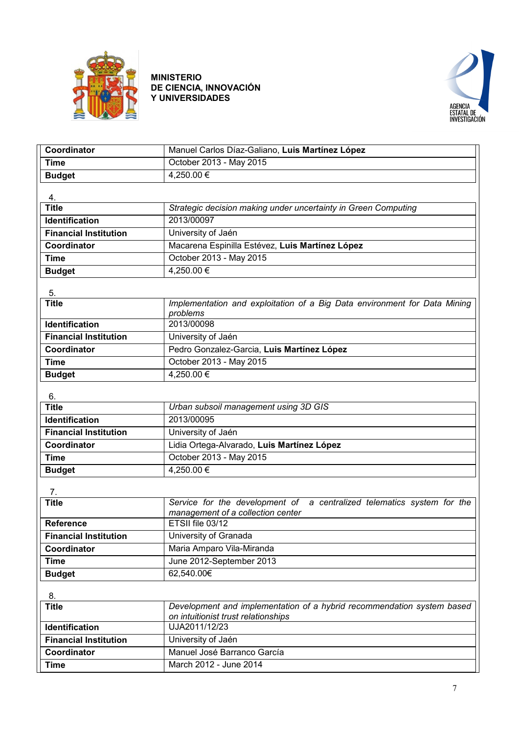| | |
|---|---|
| **Coordinator** | Manuel Carlos Díaz-Galiano, **Luis Martínez López** |
| **Time** | October 2013 - May 2015 |
| **Budget** | 4,250.00 € |

4.

| **Title** | *Strategic decision making under uncertainty in Green Computing* |
|---|---|
| **Identification** | 2013/00097 |
| **Financial Institution** | University of Jaén |
| **Coordinator** | Macarena Espinilla Estévez, **Luis Martínez López** |
| **Time** | October 2013 - May 2015 |
| **Budget** | 4,250.00 € |

5.

| **Title** | *Implementation and exploitation of a Big Data environment for Data Mining problems* |
|---|---|
| **Identification** | 2013/00098 |
| **Financial Institution** | University of Jaén |
| **Coordinator** | Pedro Gonzalez-Garcia, **Luis Martínez López** |
| **Time** | October 2013 - May 2015 |
| **Budget** | 4,250.00 € |

6.

| **Title** | *Urban subsoil management using 3D GIS* |
|---|---|
| **Identification** | 2013/00095 |
| **Financial Institution** | University of Jaén |
| **Coordinator** | Lidia Ortega-Alvarado, **Luis Martínez López** |
| **Time** | October 2013 - May 2015 |
| **Budget** | 4,250.00 € |

7.

| **Title** | *Service for the development of a centralized telematics system for the management of a collection center* |
|---|---|
| **Reference** | ETSII file 03/12 |
| **Financial Institution** | University of Granada |
| **Coordinator** | Maria Amparo Vila-Miranda |
| **Time** | June 2012-September 2013 |
| **Budget** | 62,540.00€ |

8.

| **Title** | *Development and implementation of a hybrid recommendation system based on intuitionist trust relationships* |
|---|---|
| **Identification** | UJA2011/12/23 |
| **Financial Institution** | University of Jaén |
| **Coordinator** | Manuel José Barranco García |
| **Time** | March 2012 - June 2014 |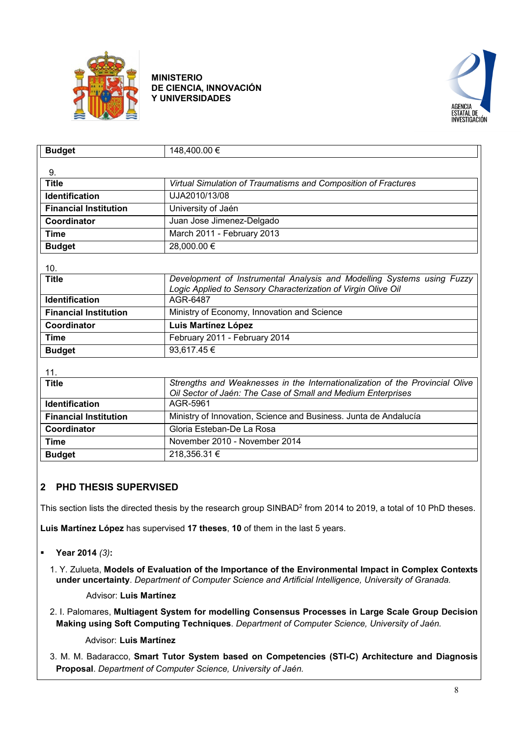| Budget | 148,400.00 € |
|---|---|

9.

| Title | *Virtual Simulation of Traumatisms and Composition of Fractures* |
|---|---|
| Identification | UJA2010/13/08 |
| Financial Institution | University of Jaén |
| Coordinator | Juan Jose Jimenez-Delgado |
| Time | March 2011 - February 2013 |
| Budget | 28,000.00 € |

10.

| Title | *Development of Instrumental Analysis and Modelling Systems using Fuzzy Logic Applied to Sensory Characterization of Virgin Olive Oil* |
|---|---|
| Identification | AGR-6487 |
| Financial Institution | Ministry of Economy, Innovation and Science |
| Coordinator | **Luis Martínez López** |
| Time | February 2011 - February 2014 |
| Budget | 93,617.45 € |

11.

| Title | *Strengths and Weaknesses in the Internationalization of the Provincial Olive Oil Sector of Jaén: The Case of Small and Medium Enterprises* |
|---|---|
| Identification | AGR-5961 |
| Financial Institution | Ministry of Innovation, Science and Business. Junta de Andalucía |
| Coordinator | Gloria Esteban-De La Rosa |
| Time | November 2010 - November 2014 |
| Budget | 218,356.31 € |

## 2 PHD THESIS SUPERVISED

This section lists the directed thesis by the research group SINBAD[2] from 2014 to 2019, a total of 10 PhD theses.

**Luis Martínez López** has supervised **17 theses**, **10** of them in the last 5 years.

- **Year 2014** *(3)*:

1. Y. Zulueta, **Models of Evaluation of the Importance of the Environmental Impact in Complex Contexts under uncertainty**. *Department of Computer Science and Artificial Intelligence, University of Granada.*

   Advisor: **Luis Martínez**

2. I. Palomares, **Multiagent System for modelling Consensus Processes in Large Scale Group Decision Making using Soft Computing Techniques**. *Department of Computer Science, University of Jaén.*

   Advisor: **Luis Martínez**

3. M. M. Badaracco, **Smart Tutor System based on Competencies (STI-C) Architecture and Diagnosis Proposal**. *Department of Computer Science, University of Jaén.*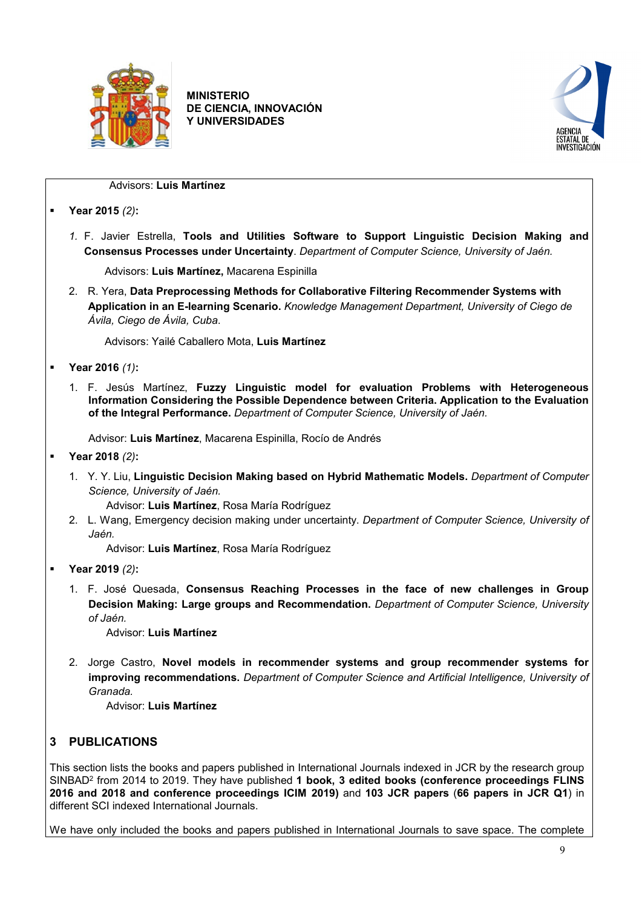Advisors: **Luis Martínez**

- **Year 2015** *(2)***:**

  1. F. Javier Estrella, **Tools and Utilities Software to Support Linguistic Decision Making and Consensus Processes under Uncertainty**. *Department of Computer Science, University of Jaén.*

     Advisors: **Luis Martínez,** Macarena Espinilla

  2. R. Yera, **Data Preprocessing Methods for Collaborative Filtering Recommender Systems with Application in an E-learning Scenario.** *Knowledge Management Department, University of Ciego de Ávila, Ciego de Ávila, Cuba.*

     Advisors: Yailé Caballero Mota, **Luis Martínez**

- **Year 2016** *(1)***:**

  1. F. Jesús Martínez, **Fuzzy Linguistic model for evaluation Problems with Heterogeneous Information Considering the Possible Dependence between Criteria. Application to the Evaluation of the Integral Performance.** *Department of Computer Science, University of Jaén.*

     Advisor: **Luis Martínez**, Macarena Espinilla, Rocío de Andrés

- **Year 2018** *(2)***:**

  1. Y. Y. Liu, **Linguistic Decision Making based on Hybrid Mathematic Models.** *Department of Computer Science, University of Jaén.*

     Advisor: **Luis Martínez**, Rosa María Rodríguez

  2. L. Wang, Emergency decision making under uncertainty. *Department of Computer Science, University of Jaén.*

     Advisor: **Luis Martínez**, Rosa María Rodríguez

- **Year 2019** *(2)***:**

  1. F. José Quesada, **Consensus Reaching Processes in the face of new challenges in Group Decision Making: Large groups and Recommendation.** *Department of Computer Science, University of Jaén.*

     Advisor: **Luis Martínez**

  2. Jorge Castro, **Novel models in recommender systems and group recommender systems for improving recommendations.** *Department of Computer Science and Artificial Intelligence, University of Granada.*

     Advisor: **Luis Martínez**

## 3 PUBLICATIONS

This section lists the books and papers published in International Journals indexed in JCR by the research group SINBAD[2] from 2014 to 2019. They have published **1 book, 3 edited books (conference proceedings FLINS 2016 and 2018 and conference proceedings ICIM 2019)** and **103 JCR papers** (**66 papers in JCR Q1**) in different SCI indexed International Journals.

We have only included the books and papers published in International Journals to save space. The complete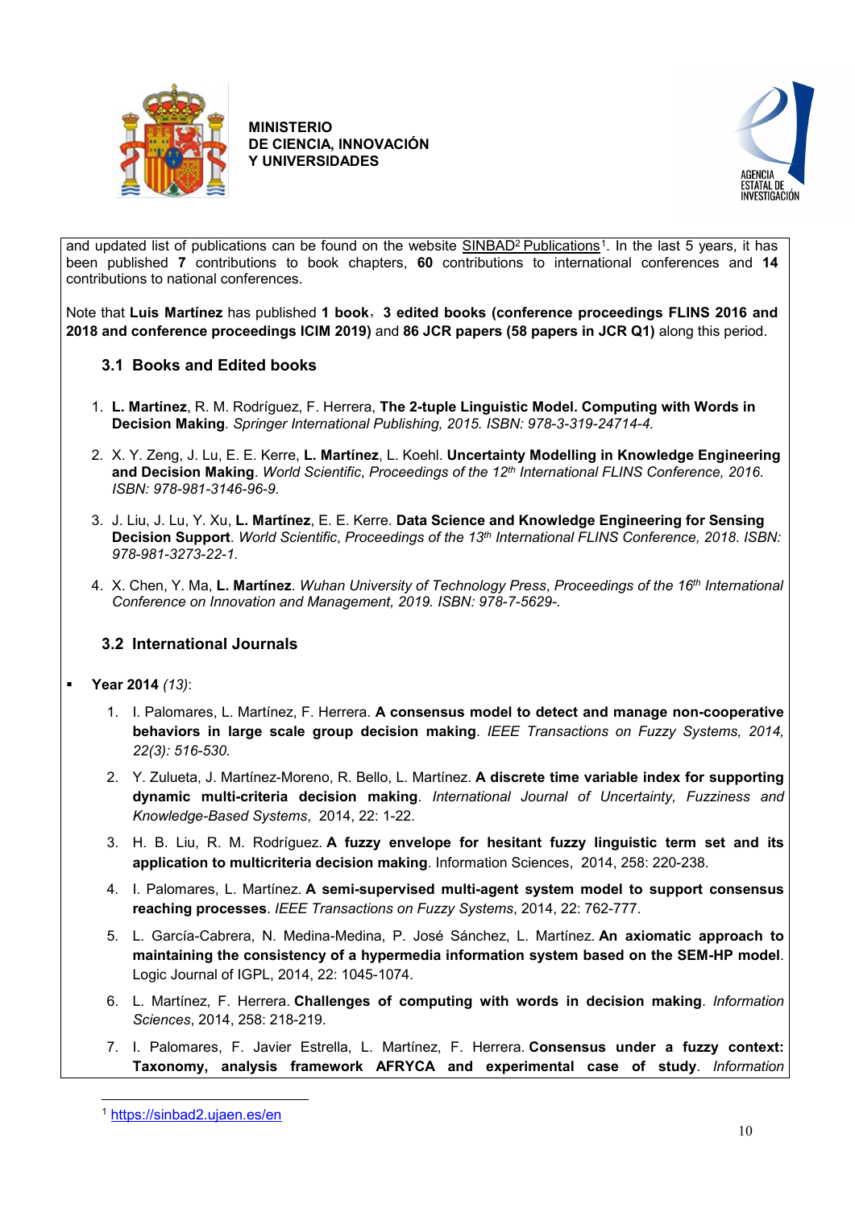and updated list of publications can be found on the website SINBAD2 Publications[1]. In the last 5 years, it has been published **7** contributions to book chapters, **60** contributions to international conferences and **14** contributions to national conferences.

Note that **Luis Martínez** has published **1 book**，**3 edited books (conference proceedings FLINS 2016 and 2018 and conference proceedings ICIM 2019)** and **86 JCR papers (58 papers in JCR Q1)** along this period.

### 3.1 Books and Edited books

1. **L. Martínez**, R. M. Rodríguez, F. Herrera, **The 2-tuple Linguistic Model. Computing with Words in Decision Making**. *Springer International Publishing, 2015. ISBN: 978-3-319-24714-4.*
2. X. Y. Zeng, J. Lu, E. E. Kerre, **L. Martínez**, L. Koehl. **Uncertainty Modelling in Knowledge Engineering and Decision Making**. *World Scientific*, *Proceedings of the 12th International FLINS Conference, 2016. ISBN: 978-981-3146-96-9.*
3. J. Liu, J. Lu, Y. Xu, **L. Martínez**, E. E. Kerre. **Data Science and Knowledge Engineering for Sensing Decision Support**. *World Scientific*, *Proceedings of the 13th International FLINS Conference, 2018. ISBN: 978-981-3273-22-1.*
4. X. Chen, Y. Ma, **L. Martínez**. *Wuhan University of Technology Press*, *Proceedings of the 16th International Conference on Innovation and Management, 2019. ISBN: 978-7-5629-.*

### 3.2 International Journals

- **Year 2014** *(13)*:
  1. I. Palomares, L. Martínez, F. Herrera. **A consensus model to detect and manage non-cooperative behaviors in large scale group decision making**. *IEEE Transactions on Fuzzy Systems, 2014, 22(3): 516-530.*
  2. Y. Zulueta, J. Martínez-Moreno, R. Bello, L. Martínez. **A discrete time variable index for supporting dynamic multi-criteria decision making**. *International Journal of Uncertainty, Fuzziness and Knowledge-Based Systems*, 2014, 22: 1-22.
  3. H. B. Liu, R. M. Rodríguez. **A fuzzy envelope for hesitant fuzzy linguistic term set and its application to multicriteria decision making**. Information Sciences, 2014, 258: 220-238.
  4. I. Palomares, L. Martínez. **A semi-supervised multi-agent system model to support consensus reaching processes**. *IEEE Transactions on Fuzzy Systems*, 2014, 22: 762-777.
  5. L. García-Cabrera, N. Medina-Medina, P. José Sánchez, L. Martínez. **An axiomatic approach to maintaining the consistency of a hypermedia information system based on the SEM-HP model**. Logic Journal of IGPL, 2014, 22: 1045-1074.
  6. L. Martínez, F. Herrera. **Challenges of computing with words in decision making**. *Information Sciences*, 2014, 258: 218-219.
  7. I. Palomares, F. Javier Estrella, L. Martínez, F. Herrera. **Consensus under a fuzzy context: Taxonomy, analysis framework AFRYCA and experimental case of study**. *Information*

[1] https://sinbad2.ujaen.es/en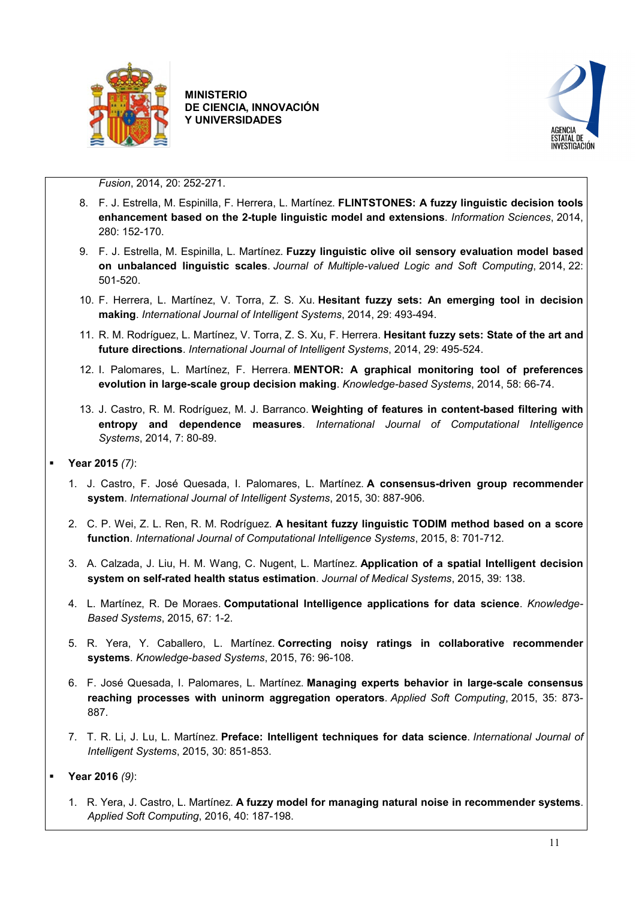*Fusion*, 2014, 20: 252-271.

8. F. J. Estrella, M. Espinilla, F. Herrera, L. Martínez. **FLINTSTONES: A fuzzy linguistic decision tools enhancement based on the 2-tuple linguistic model and extensions**. *Information Sciences*, 2014, 280: 152-170.
9. F. J. Estrella, M. Espinilla, L. Martínez. **Fuzzy linguistic olive oil sensory evaluation model based on unbalanced linguistic scales**. *Journal of Multiple-valued Logic and Soft Computing*, 2014, 22: 501-520.
10. F. Herrera, L. Martínez, V. Torra, Z. S. Xu. **Hesitant fuzzy sets: An emerging tool in decision making**. *International Journal of Intelligent Systems*, 2014, 29: 493-494.
11. R. M. Rodríguez, L. Martínez, V. Torra, Z. S. Xu, F. Herrera. **Hesitant fuzzy sets: State of the art and future directions**. *International Journal of Intelligent Systems*, 2014, 29: 495-524.
12. I. Palomares, L. Martínez, F. Herrera. **MENTOR: A graphical monitoring tool of preferences evolution in large-scale group decision making**. *Knowledge-based Systems*, 2014, 58: 66-74.
13. J. Castro, R. M. Rodríguez, M. J. Barranco. **Weighting of features in content-based filtering with entropy and dependence measures**. *International Journal of Computational Intelligence Systems*, 2014, 7: 80-89.

- **Year 2015** *(7)*:

1. J. Castro, F. José Quesada, I. Palomares, L. Martínez. **A consensus-driven group recommender system**. *International Journal of Intelligent Systems*, 2015, 30: 887-906.
2. C. P. Wei, Z. L. Ren, R. M. Rodríguez. **A hesitant fuzzy linguistic TODIM method based on a score function**. *International Journal of Computational Intelligence Systems*, 2015, 8: 701-712.
3. A. Calzada, J. Liu, H. M. Wang, C. Nugent, L. Martínez. **Application of a spatial Intelligent decision system on self-rated health status estimation**. *Journal of Medical Systems*, 2015, 39: 138.
4. L. Martínez, R. De Moraes. **Computational Intelligence applications for data science**. *Knowledge-Based Systems*, 2015, 67: 1-2.
5. R. Yera, Y. Caballero, L. Martínez. **Correcting noisy ratings in collaborative recommender systems**. *Knowledge-based Systems*, 2015, 76: 96-108.
6. F. José Quesada, I. Palomares, L. Martínez. **Managing experts behavior in large-scale consensus reaching processes with uninorm aggregation operators**. *Applied Soft Computing*, 2015, 35: 873-887.
7. T. R. Li, J. Lu, L. Martínez. **Preface: Intelligent techniques for data science**. *International Journal of Intelligent Systems*, 2015, 30: 851-853.

- **Year 2016** *(9)*:

1. R. Yera, J. Castro, L. Martínez. **A fuzzy model for managing natural noise in recommender systems**. *Applied Soft Computing*, 2016, 40: 187-198.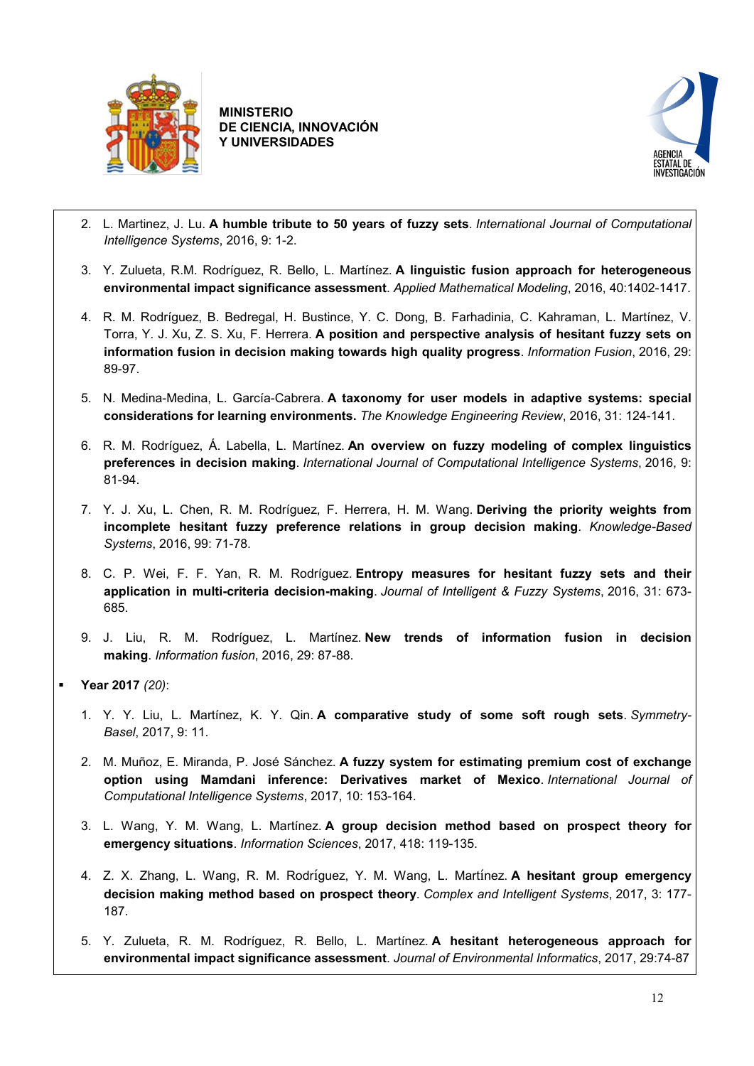2. L. Martinez, J. Lu. **A humble tribute to 50 years of fuzzy sets**. *International Journal of Computational Intelligence Systems*, 2016, 9: 1-2.

3. Y. Zulueta, R.M. Rodríguez, R. Bello, L. Martínez. **A linguistic fusion approach for heterogeneous environmental impact significance assessment**. *Applied Mathematical Modeling*, 2016, 40:1402-1417.

4. R. M. Rodríguez, B. Bedregal, H. Bustince, Y. C. Dong, B. Farhadinia, C. Kahraman, L. Martínez, V. Torra, Y. J. Xu, Z. S. Xu, F. Herrera. **A position and perspective analysis of hesitant fuzzy sets on information fusion in decision making towards high quality progress**. *Information Fusion*, 2016, 29: 89-97.

5. N. Medina-Medina, L. García-Cabrera. **A taxonomy for user models in adaptive systems: special considerations for learning environments.** *The Knowledge Engineering Review*, 2016, 31: 124-141.

6. R. M. Rodríguez, Á. Labella, L. Martínez. **An overview on fuzzy modeling of complex linguistics preferences in decision making**. *International Journal of Computational Intelligence Systems*, 2016, 9: 81-94.

7. Y. J. Xu, L. Chen, R. M. Rodríguez, F. Herrera, H. M. Wang. **Deriving the priority weights from incomplete hesitant fuzzy preference relations in group decision making**. *Knowledge-Based Systems*, 2016, 99: 71-78.

8. C. P. Wei, F. F. Yan, R. M. Rodríguez. **Entropy measures for hesitant fuzzy sets and their application in multi-criteria decision-making**. *Journal of Intelligent & Fuzzy Systems*, 2016, 31: 673-685.

9. J. Liu, R. M. Rodríguez, L. Martínez. **New trends of information fusion in decision making**. *Information fusion*, 2016, 29: 87-88.

- **Year 2017** *(20)*:

1. Y. Y. Liu, L. Martínez, K. Y. Qin. **A comparative study of some soft rough sets**. *Symmetry-Basel*, 2017, 9: 11.

2. M. Muñoz, E. Miranda, P. José Sánchez. **A fuzzy system for estimating premium cost of exchange option using Mamdani inference: Derivatives market of Mexico**. *International Journal of Computational Intelligence Systems*, 2017, 10: 153-164.

3. L. Wang, Y. M. Wang, L. Martínez. **A group decision method based on prospect theory for emergency situations**. *Information Sciences*, 2017, 418: 119-135.

4. Z. X. Zhang, L. Wang, R. M. Rodríguez, Y. M. Wang, L. Martínez. **A hesitant group emergency decision making method based on prospect theory**. *Complex and Intelligent Systems*, 2017, 3: 177-187.

5. Y. Zulueta, R. M. Rodríguez, R. Bello, L. Martínez. **A hesitant heterogeneous approach for environmental impact significance assessment**. *Journal of Environmental Informatics*, 2017, 29:74-87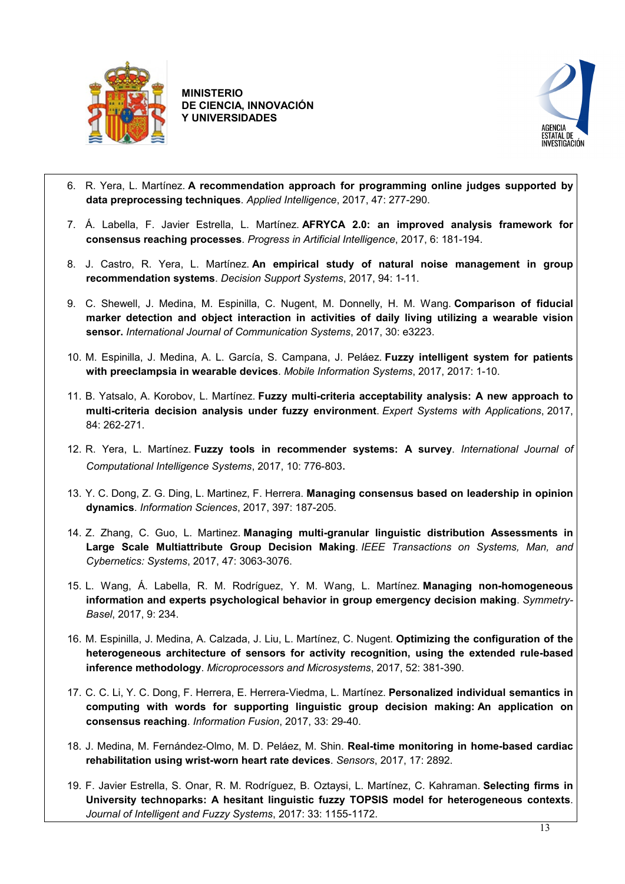6. R. Yera, L. Martínez. **A recommendation approach for programming online judges supported by data preprocessing techniques**. *Applied Intelligence*, 2017, 47: 277-290.

7. Á. Labella, F. Javier Estrella, L. Martínez. **AFRYCA 2.0: an improved analysis framework for consensus reaching processes**. *Progress in Artificial Intelligence*, 2017, 6: 181-194.

8. J. Castro, R. Yera, L. Martínez. **An empirical study of natural noise management in group recommendation systems**. *Decision Support Systems*, 2017, 94: 1-11.

9. C. Shewell, J. Medina, M. Espinilla, C. Nugent, M. Donnelly, H. M. Wang. **Comparison of fiducial marker detection and object interaction in activities of daily living utilizing a wearable vision sensor.** *International Journal of Communication Systems*, 2017, 30: e3223.

10. M. Espinilla, J. Medina, A. L. García, S. Campana, J. Peláez. **Fuzzy intelligent system for patients with preeclampsia in wearable devices**. *Mobile Information Systems*, 2017, 2017: 1-10.

11. B. Yatsalo, A. Korobov, L. Martínez. **Fuzzy multi-criteria acceptability analysis: A new approach to multi-criteria decision analysis under fuzzy environment**. *Expert Systems with Applications*, 2017, 84: 262-271.

12. R. Yera, L. Martínez. **Fuzzy tools in recommender systems: A survey**. *International Journal of Computational Intelligence Systems*, 2017, 10: 776-803.

13. Y. C. Dong, Z. G. Ding, L. Martinez, F. Herrera. **Managing consensus based on leadership in opinion dynamics**. *Information Sciences*, 2017, 397: 187-205.

14. Z. Zhang, C. Guo, L. Martinez. **Managing multi-granular linguistic distribution Assessments in Large Scale Multiattribute Group Decision Making**. *IEEE Transactions on Systems, Man, and Cybernetics: Systems*, 2017, 47: 3063-3076.

15. L. Wang, Á. Labella, R. M. Rodríguez, Y. M. Wang, L. Martínez. **Managing non-homogeneous information and experts psychological behavior in group emergency decision making**. *Symmetry-Basel*, 2017, 9: 234.

16. M. Espinilla, J. Medina, A. Calzada, J. Liu, L. Martínez, C. Nugent. **Optimizing the configuration of the heterogeneous architecture of sensors for activity recognition, using the extended rule-based inference methodology**. *Microprocessors and Microsystems*, 2017, 52: 381-390.

17. C. C. Li, Y. C. Dong, F. Herrera, E. Herrera-Viedma, L. Martínez. **Personalized individual semantics in computing with words for supporting linguistic group decision making: An application on consensus reaching**. *Information Fusion*, 2017, 33: 29-40.

18. J. Medina, M. Fernández-Olmo, M. D. Peláez, M. Shin. **Real-time monitoring in home-based cardiac rehabilitation using wrist-worn heart rate devices**. *Sensors*, 2017, 17: 2892.

19. F. Javier Estrella, S. Onar, R. M. Rodríguez, B. Oztaysi, L. Martínez, C. Kahraman. **Selecting firms in University technoparks: A hesitant linguistic fuzzy TOPSIS model for heterogeneous contexts**. *Journal of Intelligent and Fuzzy Systems*, 2017: 33: 1155-1172.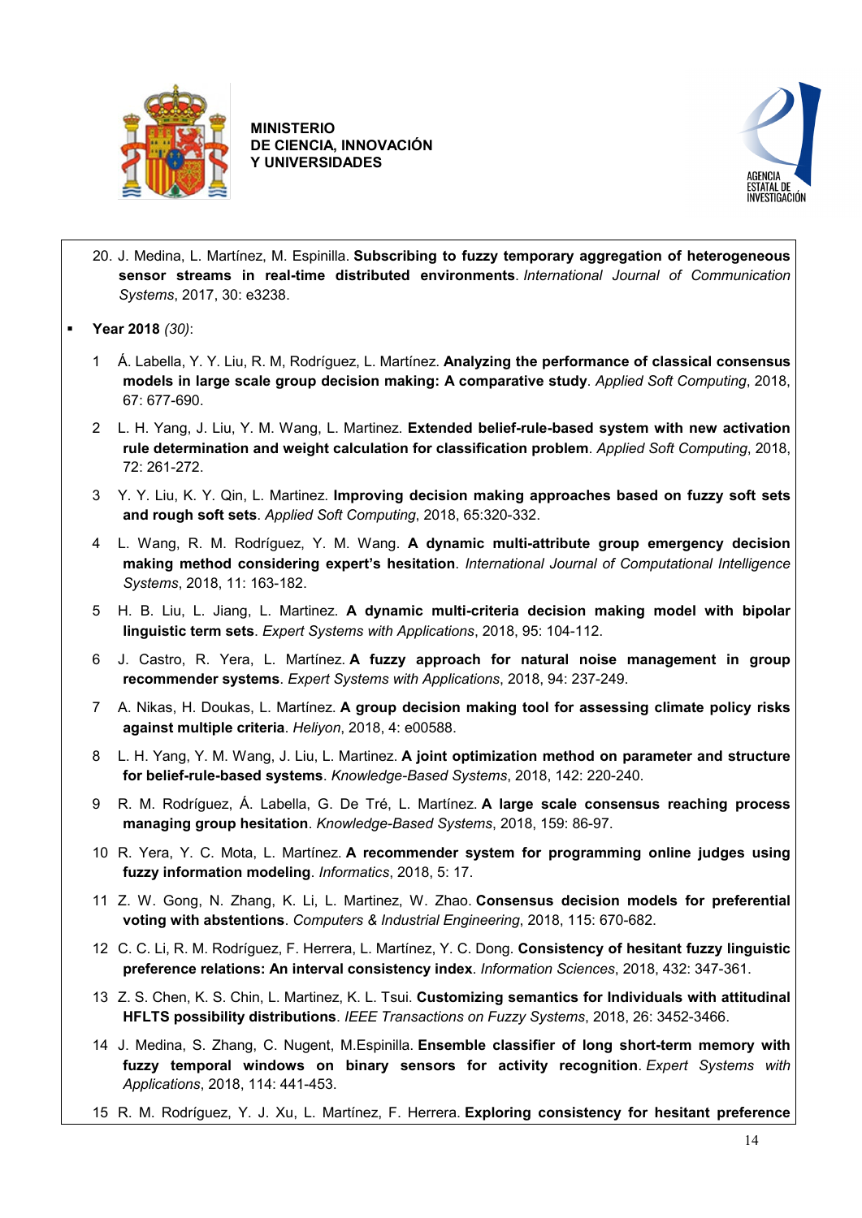20. J. Medina, L. Martínez, M. Espinilla. **Subscribing to fuzzy temporary aggregation of heterogeneous sensor streams in real-time distributed environments**. *International Journal of Communication Systems*, 2017, 30: e3238.

- **Year 2018** *(30)*:

1 Á. Labella, Y. Y. Liu, R. M, Rodríguez, L. Martínez. **Analyzing the performance of classical consensus models in large scale group decision making: A comparative study**. *Applied Soft Computing*, 2018, 67: 677-690.

2 L. H. Yang, J. Liu, Y. M. Wang, L. Martinez. **Extended belief-rule-based system with new activation rule determination and weight calculation for classification problem**. *Applied Soft Computing*, 2018, 72: 261-272.

3 Y. Y. Liu, K. Y. Qin, L. Martinez. **Improving decision making approaches based on fuzzy soft sets and rough soft sets**. *Applied Soft Computing*, 2018, 65:320-332.

4 L. Wang, R. M. Rodríguez, Y. M. Wang. **A dynamic multi-attribute group emergency decision making method considering expert's hesitation**. *International Journal of Computational Intelligence Systems*, 2018, 11: 163-182.

5 H. B. Liu, L. Jiang, L. Martinez. **A dynamic multi-criteria decision making model with bipolar linguistic term sets**. *Expert Systems with Applications*, 2018, 95: 104-112.

6 J. Castro, R. Yera, L. Martínez. **A fuzzy approach for natural noise management in group recommender systems**. *Expert Systems with Applications*, 2018, 94: 237-249.

7 A. Nikas, H. Doukas, L. Martínez. **A group decision making tool for assessing climate policy risks against multiple criteria**. *Heliyon*, 2018, 4: e00588.

8 L. H. Yang, Y. M. Wang, J. Liu, L. Martinez. **A joint optimization method on parameter and structure for belief-rule-based systems**. *Knowledge-Based Systems*, 2018, 142: 220-240.

9 R. M. Rodríguez, Á. Labella, G. De Tré, L. Martínez. **A large scale consensus reaching process managing group hesitation**. *Knowledge-Based Systems*, 2018, 159: 86-97.

10 R. Yera, Y. C. Mota, L. Martínez. **A recommender system for programming online judges using fuzzy information modeling**. *Informatics*, 2018, 5: 17.

11 Z. W. Gong, N. Zhang, K. Li, L. Martinez, W. Zhao. **Consensus decision models for preferential voting with abstentions**. *Computers & Industrial Engineering*, 2018, 115: 670-682.

12 C. C. Li, R. M. Rodríguez, F. Herrera, L. Martínez, Y. C. Dong. **Consistency of hesitant fuzzy linguistic preference relations: An interval consistency index**. *Information Sciences*, 2018, 432: 347-361.

13 Z. S. Chen, K. S. Chin, L. Martinez, K. L. Tsui. **Customizing semantics for Individuals with attitudinal HFLTS possibility distributions**. *IEEE Transactions on Fuzzy Systems*, 2018, 26: 3452-3466.

14 J. Medina, S. Zhang, C. Nugent, M.Espinilla. **Ensemble classifier of long short-term memory with fuzzy temporal windows on binary sensors for activity recognition**. *Expert Systems with Applications*, 2018, 114: 441-453.

15 R. M. Rodríguez, Y. J. Xu, L. Martínez, F. Herrera. **Exploring consistency for hesitant preference**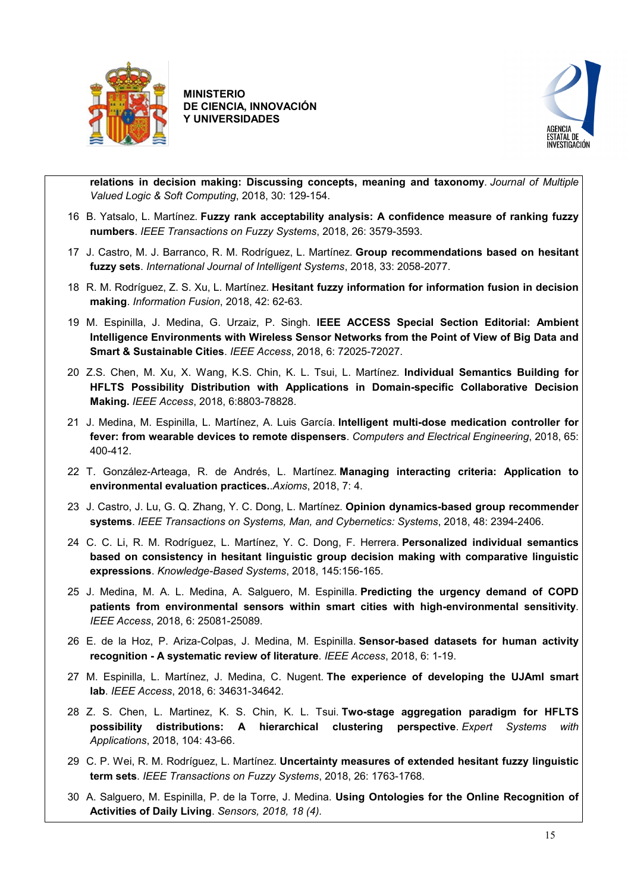**relations in decision making: Discussing concepts, meaning and taxonomy**. *Journal of Multiple Valued Logic & Soft Computing*, 2018, 30: 129-154.

16 B. Yatsalo, L. Martínez. **Fuzzy rank acceptability analysis: A confidence measure of ranking fuzzy numbers**. *IEEE Transactions on Fuzzy Systems*, 2018, 26: 3579-3593.

17 J. Castro, M. J. Barranco, R. M. Rodríguez, L. Martínez. **Group recommendations based on hesitant fuzzy sets**. *International Journal of Intelligent Systems*, 2018, 33: 2058-2077.

18 R. M. Rodríguez, Z. S. Xu, L. Martínez. **Hesitant fuzzy information for information fusion in decision making**. *Information Fusion*, 2018, 42: 62-63.

19 M. Espinilla, J. Medina, G. Urzaiz, P. Singh. **IEEE ACCESS Special Section Editorial: Ambient Intelligence Environments with Wireless Sensor Networks from the Point of View of Big Data and Smart & Sustainable Cities**. *IEEE Access*, 2018, 6: 72025-72027.

20 Z.S. Chen, M. Xu, X. Wang, K.S. Chin, K. L. Tsui, L. Martínez. **Individual Semantics Building for HFLTS Possibility Distribution with Applications in Domain-specific Collaborative Decision Making.** *IEEE Access*, 2018, 6:8803-78828.

21 J. Medina, M. Espinilla, L. Martínez, A. Luis García. **Intelligent multi-dose medication controller for fever: from wearable devices to remote dispensers**. *Computers and Electrical Engineering*, 2018, 65: 400-412.

22 T. González-Arteaga, R. de Andrés, L. Martínez. **Managing interacting criteria: Application to environmental evaluation practices.**.*Axioms*, 2018, 7: 4.

23 J. Castro, J. Lu, G. Q. Zhang, Y. C. Dong, L. Martínez. **Opinion dynamics-based group recommender systems**. *IEEE Transactions on Systems, Man, and Cybernetics: Systems*, 2018, 48: 2394-2406.

24 C. C. Li, R. M. Rodríguez, L. Martínez, Y. C. Dong, F. Herrera. **Personalized individual semantics based on consistency in hesitant linguistic group decision making with comparative linguistic expressions**. *Knowledge-Based Systems*, 2018, 145:156-165.

25 J. Medina, M. A. L. Medina, A. Salguero, M. Espinilla. **Predicting the urgency demand of COPD patients from environmental sensors within smart cities with high-environmental sensitivity**. *IEEE Access*, 2018, 6: 25081-25089.

26 E. de la Hoz, P. Ariza-Colpas, J. Medina, M. Espinilla. **Sensor-based datasets for human activity recognition - A systematic review of literature**. *IEEE Access*, 2018, 6: 1-19.

27 M. Espinilla, L. Martínez, J. Medina, C. Nugent. **The experience of developing the UJAmI smart lab**. *IEEE Access*, 2018, 6: 34631-34642.

28 Z. S. Chen, L. Martinez, K. S. Chin, K. L. Tsui. **Two-stage aggregation paradigm for HFLTS possibility distributions: A hierarchical clustering perspective**. *Expert Systems with Applications*, 2018, 104: 43-66.

29 C. P. Wei, R. M. Rodríguez, L. Martínez. **Uncertainty measures of extended hesitant fuzzy linguistic term sets**. *IEEE Transactions on Fuzzy Systems*, 2018, 26: 1763-1768.

30 A. Salguero, M. Espinilla, P. de la Torre, J. Medina. **Using Ontologies for the Online Recognition of Activities of Daily Living**. *Sensors, 2018, 18 (4).*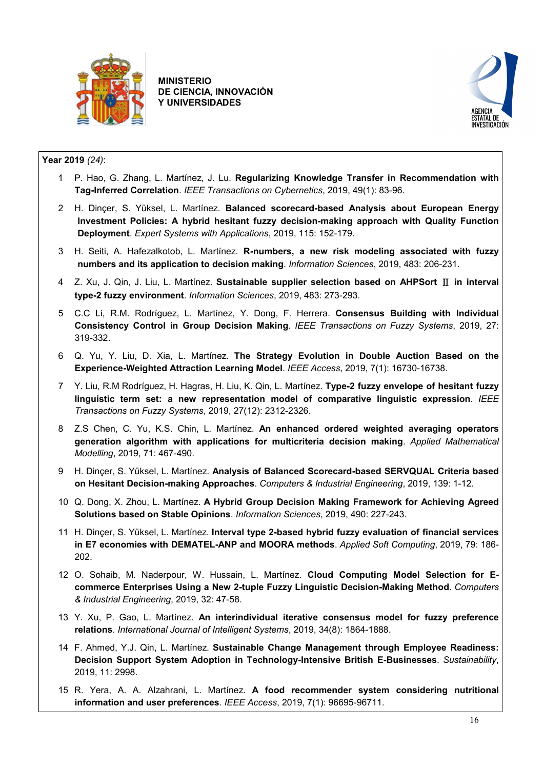**Year 2019** *(24)*:

1. P. Hao, G. Zhang, L. Martínez, J. Lu. **Regularizing Knowledge Transfer in Recommendation with Tag-Inferred Correlation**. *IEEE Transactions on Cybernetics*, 2019, 49(1): 83-96.
2. H. Dinçer, S. Yüksel, L. Martínez. **Balanced scorecard-based Analysis about European Energy Investment Policies: A hybrid hesitant fuzzy decision-making approach with Quality Function Deployment**. *Expert Systems with Applications*, 2019, 115: 152-179.
3. H. Seiti, A. Hafezalkotob, L. Martínez. **R-numbers, a new risk modeling associated with fuzzy numbers and its application to decision making**. *Information Sciences*, 2019, 483: 206-231.
4. Z. Xu, J. Qin, J. Liu, L. Martínez. **Sustainable supplier selection based on AHPSort Ⅱ in interval type-2 fuzzy environment**. *Information Sciences*, 2019, 483: 273-293.
5. C.C Li, R.M. Rodríguez, L. Martínez, Y. Dong, F. Herrera. **Consensus Building with Individual Consistency Control in Group Decision Making**. *IEEE Transactions on Fuzzy Systems*, 2019, 27: 319-332.
6. Q. Yu, Y. Liu, D. Xia, L. Martínez. **The Strategy Evolution in Double Auction Based on the Experience-Weighted Attraction Learning Model**. *IEEE Access*, 2019, 7(1): 16730-16738.
7. Y. Liu, R.M Rodríguez, H. Hagras, H. Liu, K. Qin, L. Martínez. **Type-2 fuzzy envelope of hesitant fuzzy linguistic term set: a new representation model of comparative linguistic expression**. *IEEE Transactions on Fuzzy Systems*, 2019, 27(12): 2312-2326.
8. Z.S Chen, C. Yu, K.S. Chin, L. Martínez. **An enhanced ordered weighted averaging operators generation algorithm with applications for multicriteria decision making**. *Applied Mathematical Modelling*, 2019, 71: 467-490.
9. H. Dinçer, S. Yüksel, L. Martínez. **Analysis of Balanced Scorecard-based SERVQUAL Criteria based on Hesitant Decision-making Approaches**. *Computers & Industrial Engineering*, 2019, 139: 1-12.
10. Q. Dong, X. Zhou, L. Martínez. **A Hybrid Group Decision Making Framework for Achieving Agreed Solutions based on Stable Opinions**. *Information Sciences*, 2019, 490: 227-243.
11. H. Dinçer, S. Yüksel, L. Martínez. **Interval type 2-based hybrid fuzzy evaluation of financial services in E7 economies with DEMATEL-ANP and MOORA methods**. *Applied Soft Computing*, 2019, 79: 186-202.
12. O. Sohaib, M. Naderpour, W. Hussain, L. Martínez. **Cloud Computing Model Selection for E-commerce Enterprises Using a New 2-tuple Fuzzy Linguistic Decision-Making Method**. *Computers & Industrial Engineering*, 2019, 32: 47-58.
13. Y. Xu, P. Gao, L. Martínez. **An interindividual iterative consensus model for fuzzy preference relations**. *International Journal of Intelligent Systems*, 2019, 34(8): 1864-1888.
14. F. Ahmed, Y.J. Qin, L. Martínez. **Sustainable Change Management through Employee Readiness: Decision Support System Adoption in Technology-Intensive British E-Businesses**. *Sustainability*, 2019, 11: 2998.
15. R. Yera, A. A. Alzahrani, L. Martínez. **A food recommender system considering nutritional information and user preferences**. *IEEE Access*, 2019, 7(1): 96695-96711.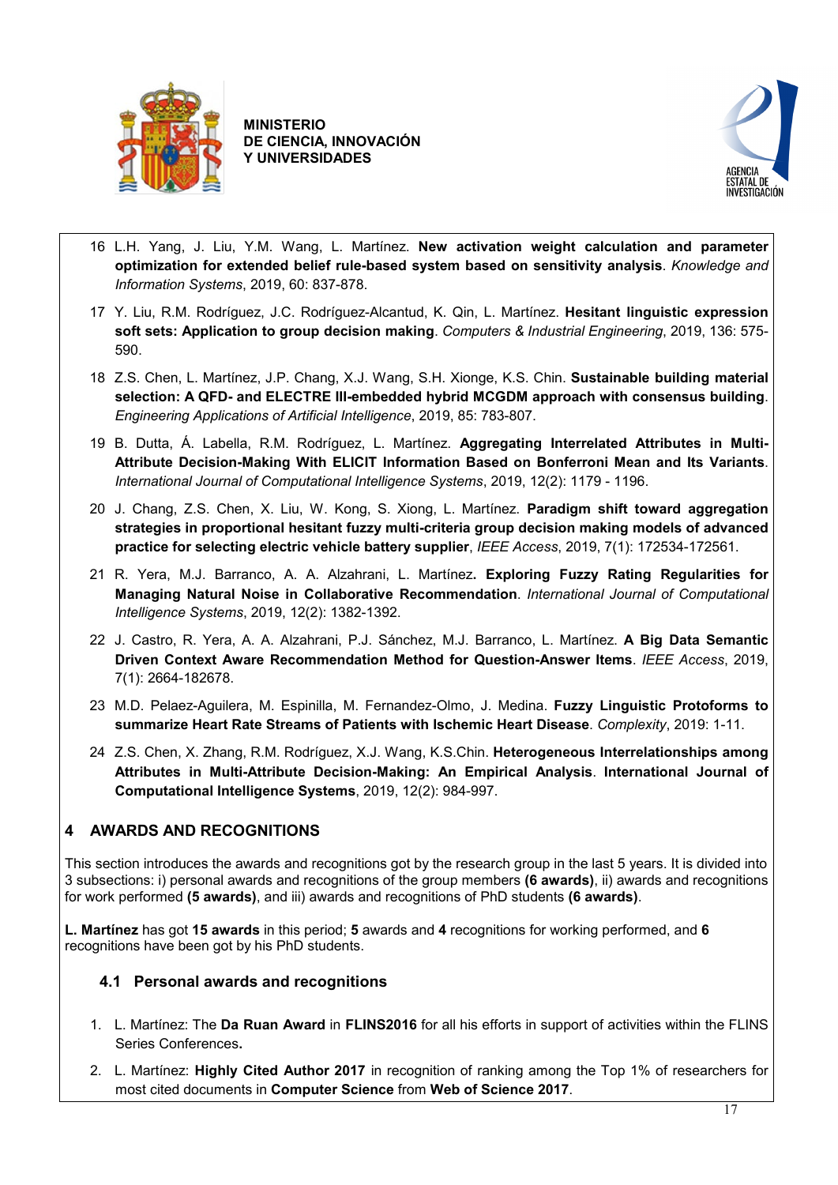16 L.H. Yang, J. Liu, Y.M. Wang, L. Martínez. **New activation weight calculation and parameter optimization for extended belief rule-based system based on sensitivity analysis**. *Knowledge and Information Systems*, 2019, 60: 837-878.

17 Y. Liu, R.M. Rodríguez, J.C. Rodríguez-Alcantud, K. Qin, L. Martínez. **Hesitant linguistic expression soft sets: Application to group decision making**. *Computers & Industrial Engineering*, 2019, 136: 575-590.

18 Z.S. Chen, L. Martínez, J.P. Chang, X.J. Wang, S.H. Xionge, K.S. Chin. **Sustainable building material selection: A QFD- and ELECTRE III-embedded hybrid MCGDM approach with consensus building**. *Engineering Applications of Artificial Intelligence*, 2019, 85: 783-807.

19 B. Dutta, Á. Labella, R.M. Rodríguez, L. Martínez. **Aggregating Interrelated Attributes in Multi-Attribute Decision-Making With ELICIT Information Based on Bonferroni Mean and Its Variants**. *International Journal of Computational Intelligence Systems*, 2019, 12(2): 1179 - 1196.

20 J. Chang, Z.S. Chen, X. Liu, W. Kong, S. Xiong, L. Martínez. **Paradigm shift toward aggregation strategies in proportional hesitant fuzzy multi-criteria group decision making models of advanced practice for selecting electric vehicle battery supplier**, *IEEE Access*, 2019, 7(1): 172534-172561.

21 R. Yera, M.J. Barranco, A. A. Alzahrani, L. Martínez**. Exploring Fuzzy Rating Regularities for Managing Natural Noise in Collaborative Recommendation**. *International Journal of Computational Intelligence Systems*, 2019, 12(2): 1382-1392.

22 J. Castro, R. Yera, A. A. Alzahrani, P.J. Sánchez, M.J. Barranco, L. Martínez. **A Big Data Semantic Driven Context Aware Recommendation Method for Question-Answer Items**. *IEEE Access*, 2019, 7(1): 2664-182678.

23 M.D. Pelaez-Aguilera, M. Espinilla, M. Fernandez-Olmo, J. Medina. **Fuzzy Linguistic Protoforms to summarize Heart Rate Streams of Patients with Ischemic Heart Disease**. *Complexity*, 2019: 1-11.

24 Z.S. Chen, X. Zhang, R.M. Rodríguez, X.J. Wang, K.S.Chin. **Heterogeneous Interrelationships among Attributes in Multi-Attribute Decision-Making: An Empirical Analysis**. **International Journal of Computational Intelligence Systems**, 2019, 12(2): 984-997.

# 4 AWARDS AND RECOGNITIONS

This section introduces the awards and recognitions got by the research group in the last 5 years. It is divided into 3 subsections: i) personal awards and recognitions of the group members **(6 awards)**, ii) awards and recognitions for work performed **(5 awards)**, and iii) awards and recognitions of PhD students **(6 awards)**.

**L. Martínez** has got **15 awards** in this period; **5** awards and **4** recognitions for working performed, and **6** recognitions have been got by his PhD students.

## 4.1 Personal awards and recognitions

1. L. Martínez: The **Da Ruan Award** in **FLINS2016** for all his efforts in support of activities within the FLINS Series Conferences**.**
2. L. Martínez: **Highly Cited Author 2017** in recognition of ranking among the Top 1% of researchers for most cited documents in **Computer Science** from **Web of Science 2017**.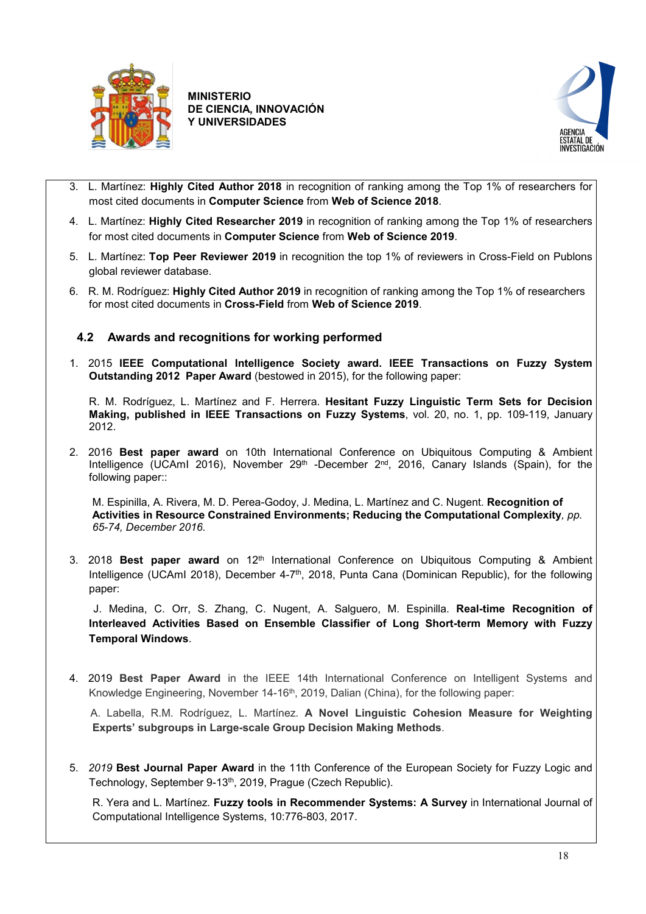3. L. Martínez: **Highly Cited Author 2018** in recognition of ranking among the Top 1% of researchers for most cited documents in **Computer Science** from **Web of Science 2018**.
4. L. Martínez: **Highly Cited Researcher 2019** in recognition of ranking among the Top 1% of researchers for most cited documents in **Computer Science** from **Web of Science 2019**.
5. L. Martínez: **Top Peer Reviewer 2019** in recognition the top 1% of reviewers in Cross-Field on Publons global reviewer database.
6. R. M. Rodríguez: **Highly Cited Author 2019** in recognition of ranking among the Top 1% of researchers for most cited documents in **Cross-Field** from **Web of Science 2019**.

### 4.2 Awards and recognitions for working performed

1. 2015 **IEEE Computational Intelligence Society award. IEEE Transactions on Fuzzy System Outstanding 2012 Paper Award** (bestowed in 2015), for the following paper:

   R. M. Rodríguez, L. Martínez and F. Herrera. **Hesitant Fuzzy Linguistic Term Sets for Decision Making, published in IEEE Transactions on Fuzzy Systems**, vol. 20, no. 1, pp. 109-119, January 2012.

2. 2016 **Best paper award** on 10th International Conference on Ubiquitous Computing & Ambient Intelligence (UCAmI 2016), November 29th -December 2nd, 2016, Canary Islands (Spain), for the following paper::

   M. Espinilla, A. Rivera, M. D. Perea-Godoy, J. Medina, L. Martínez and C. Nugent. **Recognition of Activities in Resource Constrained Environments; Reducing the Computational Complexity**, *pp. 65-74, December 2016.*

3. 2018 **Best paper award** on 12th International Conference on Ubiquitous Computing & Ambient Intelligence (UCAmI 2018), December 4-7th, 2018, Punta Cana (Dominican Republic), for the following paper:

   J. Medina, C. Orr, S. Zhang, C. Nugent, A. Salguero, M. Espinilla. **Real-time Recognition of Interleaved Activities Based on Ensemble Classifier of Long Short-term Memory with Fuzzy Temporal Windows**.

4. 2019 **Best Paper Award** in the IEEE 14th International Conference on Intelligent Systems and Knowledge Engineering, November 14-16th, 2019, Dalian (China), for the following paper:

   A. Labella, R.M. Rodríguez, L. Martínez. **A Novel Linguistic Cohesion Measure for Weighting Experts' subgroups in Large-scale Group Decision Making Methods**.

5. *2019* **Best Journal Paper Award** in the 11th Conference of the European Society for Fuzzy Logic and Technology, September 9-13th, 2019, Prague (Czech Republic).

   R. Yera and L. Martínez. **Fuzzy tools in Recommender Systems: A Survey** in International Journal of Computational Intelligence Systems, 10:776-803, 2017.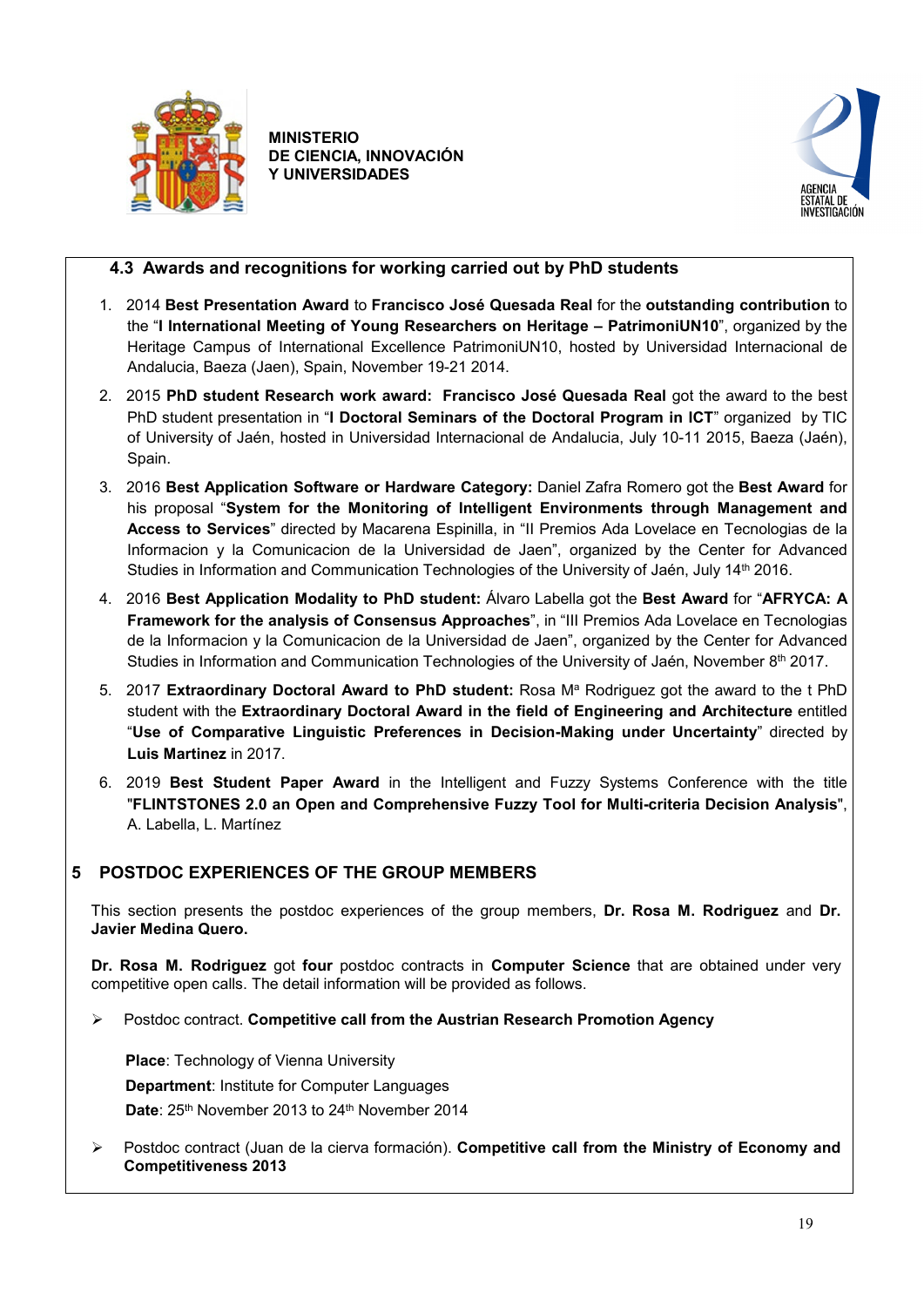### 4.3 Awards and recognitions for working carried out by PhD students

1. 2014 **Best Presentation Award** to **Francisco José Quesada Real** for the **outstanding contribution** to the "**I International Meeting of Young Researchers on Heritage – PatrimoniUN10**", organized by the Heritage Campus of International Excellence PatrimoniUN10, hosted by Universidad Internacional de Andalucia, Baeza (Jaen), Spain, November 19-21 2014.
2. 2015 **PhD student Research work award: Francisco José Quesada Real** got the award to the best PhD student presentation in "**I Doctoral Seminars of the Doctoral Program in ICT**" organized by TIC of University of Jaén, hosted in Universidad Internacional de Andalucia, July 10-11 2015, Baeza (Jaén), Spain.
3. 2016 **Best Application Software or Hardware Category:** Daniel Zafra Romero got the **Best Award** for his proposal "**System for the Monitoring of Intelligent Environments through Management and Access to Services**" directed by Macarena Espinilla, in "II Premios Ada Lovelace en Tecnologias de la Informacion y la Comunicacion de la Universidad de Jaen", organized by the Center for Advanced Studies in Information and Communication Technologies of the University of Jaén, July 14th 2016.
4. 2016 **Best Application Modality to PhD student:** Álvaro Labella got the **Best Award** for "**AFRYCA: A Framework for the analysis of Consensus Approaches**", in "III Premios Ada Lovelace en Tecnologias de la Informacion y la Comunicacion de la Universidad de Jaen", organized by the Center for Advanced Studies in Information and Communication Technologies of the University of Jaén, November 8th 2017.
5. 2017 **Extraordinary Doctoral Award to PhD student:** Rosa Mª Rodriguez got the award to the t PhD student with the **Extraordinary Doctoral Award in the field of Engineering and Architecture** entitled "**Use of Comparative Linguistic Preferences in Decision-Making under Uncertainty**" directed by **Luis Martinez** in 2017.
6. 2019 **Best Student Paper Award** in the Intelligent and Fuzzy Systems Conference with the title "**FLINTSTONES 2.0 an Open and Comprehensive Fuzzy Tool for Multi-criteria Decision Analysis**", A. Labella, L. Martínez

## 5 POSTDOC EXPERIENCES OF THE GROUP MEMBERS

This section presents the postdoc experiences of the group members, **Dr. Rosa M. Rodriguez** and **Dr. Javier Medina Quero.**

**Dr. Rosa M. Rodriguez** got **four** postdoc contracts in **Computer Science** that are obtained under very competitive open calls. The detail information will be provided as follows.

- Postdoc contract. **Competitive call from the Austrian Research Promotion Agency**

  **Place**: Technology of Vienna University

  **Department**: Institute for Computer Languages

  **Date**: 25th November 2013 to 24th November 2014

- Postdoc contract (Juan de la cierva formación). **Competitive call from the Ministry of Economy and Competitiveness 2013**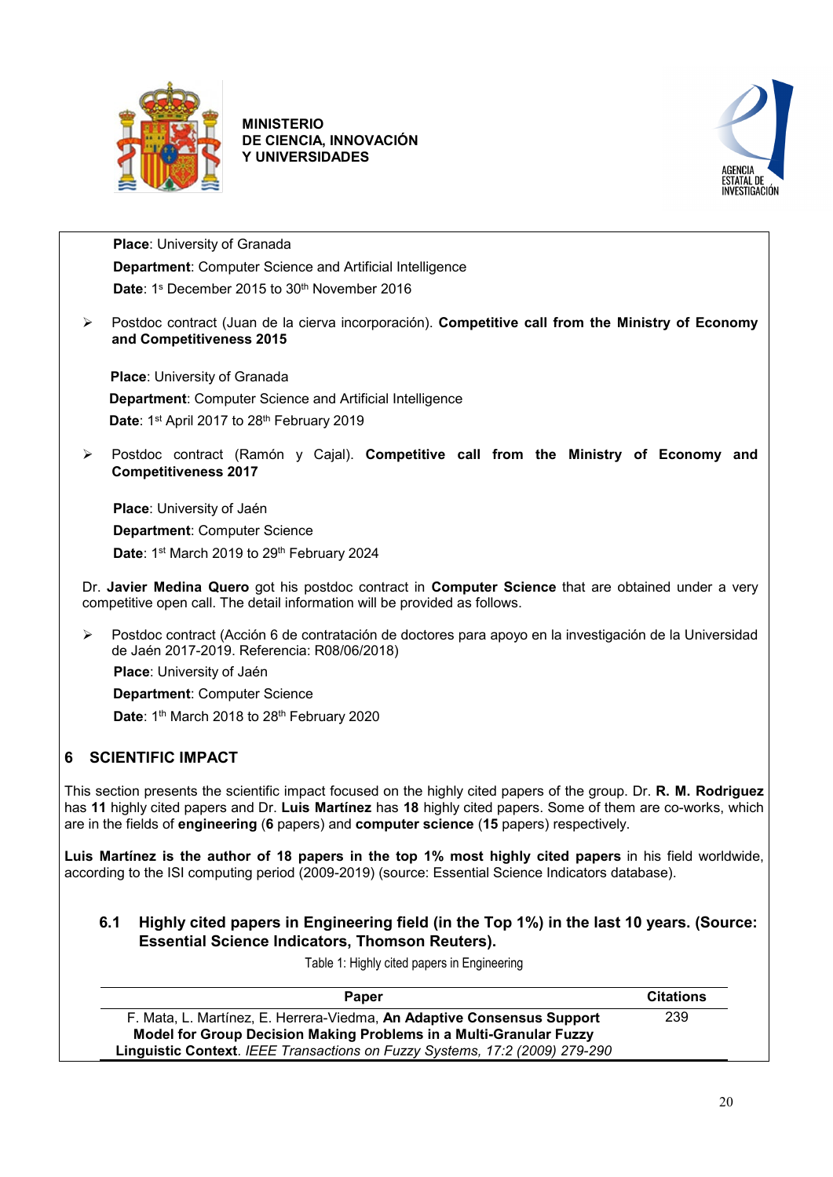**Place**: University of Granada

**Department**: Computer Science and Artificial Intelligence

**Date**: 1s December 2015 to 30th November 2016

- Postdoc contract (Juan de la cierva incorporación). **Competitive call from the Ministry of Economy and Competitiveness 2015**

  **Place**: University of Granada

  **Department**: Computer Science and Artificial Intelligence

  **Date**: 1st April 2017 to 28th February 2019

- Postdoc contract (Ramón y Cajal). **Competitive call from the Ministry of Economy and Competitiveness 2017**

  **Place**: University of Jaén

  **Department**: Computer Science

  **Date**: 1st March 2019 to 29th February 2024

Dr. **Javier Medina Quero** got his postdoc contract in **Computer Science** that are obtained under a very competitive open call. The detail information will be provided as follows.

- Postdoc contract (Acción 6 de contratación de doctores para apoyo en la investigación de la Universidad de Jaén 2017-2019. Referencia: R08/06/2018)

  **Place**: University of Jaén

  **Department**: Computer Science

  **Date**: 1th March 2018 to 28th February 2020

## 6 SCIENTIFIC IMPACT

This section presents the scientific impact focused on the highly cited papers of the group. Dr. **R. M. Rodriguez** has **11** highly cited papers and Dr. **Luis Martínez** has **18** highly cited papers. Some of them are co-works, which are in the fields of **engineering** (**6** papers) and **computer science** (**15** papers) respectively.

**Luis Martínez is the author of 18 papers in the top 1% most highly cited papers** in his field worldwide, according to the ISI computing period (2009-2019) (source: Essential Science Indicators database).

### 6.1 Highly cited papers in Engineering field (in the Top 1%) in the last 10 years. (Source: Essential Science Indicators, Thomson Reuters).

Table 1: Highly cited papers in Engineering

| Paper | Citations |
|---|---|
| F. Mata, L. Martínez, E. Herrera-Viedma, **An Adaptive Consensus Support Model for Group Decision Making Problems in a Multi-Granular Fuzzy Linguistic Context**. *IEEE Transactions on Fuzzy Systems, 17:2 (2009) 279-290* | 239 |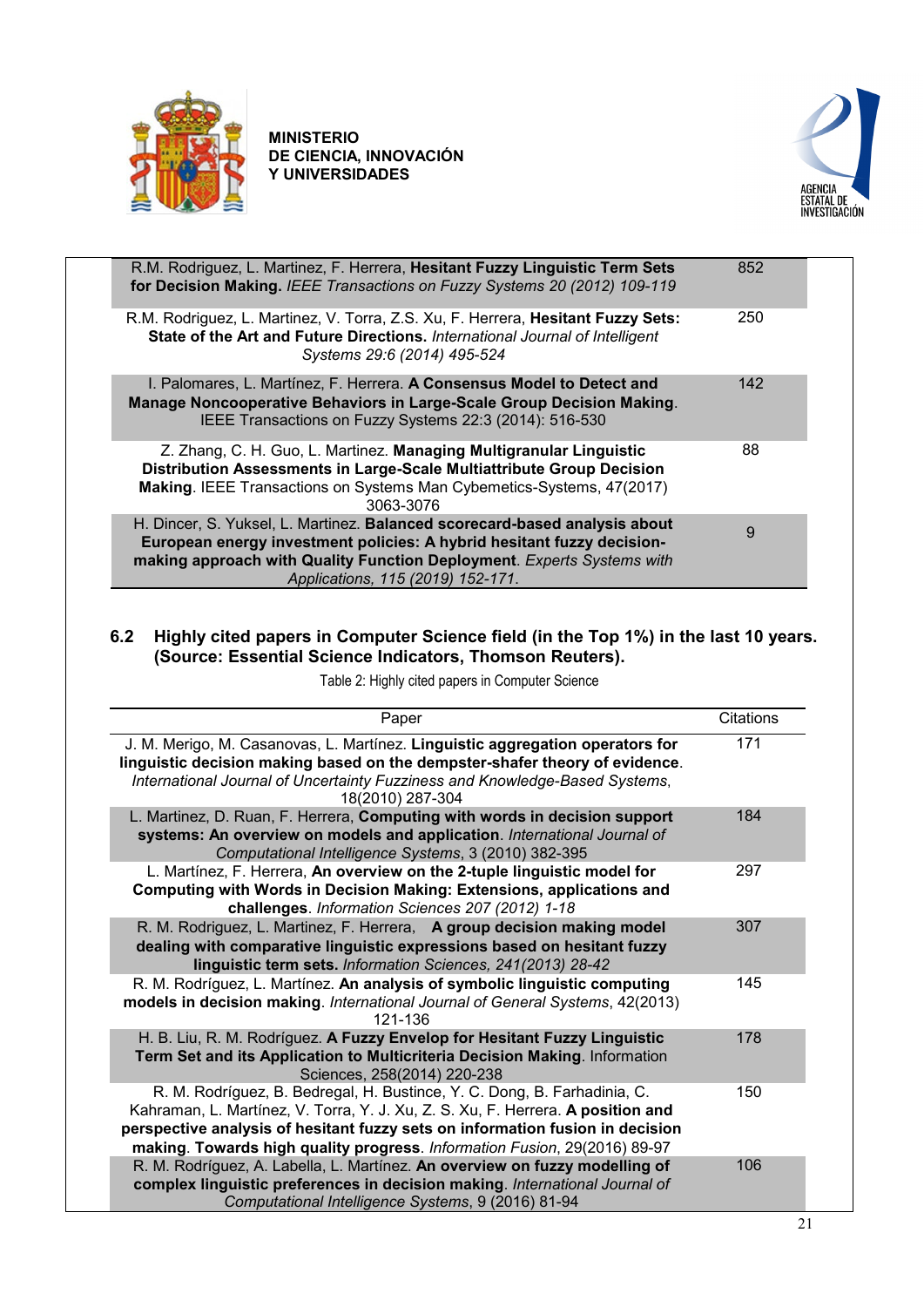| Paper | Citations |
|---|---|
| R.M. Rodriguez, L. Martinez, F. Herrera, **Hesitant Fuzzy Linguistic Term Sets for Decision Making.** *IEEE Transactions on Fuzzy Systems 20 (2012) 109-119* | 852 |
| R.M. Rodriguez, L. Martinez, V. Torra, Z.S. Xu, F. Herrera, **Hesitant Fuzzy Sets: State of the Art and Future Directions.** *International Journal of Intelligent Systems 29:6 (2014) 495-524* | 250 |
| I. Palomares, L. Martínez, F. Herrera. **A Consensus Model to Detect and Manage Noncooperative Behaviors in Large-Scale Group Decision Making**. IEEE Transactions on Fuzzy Systems 22:3 (2014): 516-530 | 142 |
| Z. Zhang, C. H. Guo, L. Martinez. **Managing Multigranular Linguistic Distribution Assessments in Large-Scale Multiattribute Group Decision Making**. IEEE Transactions on Systems Man Cybemetics-Systems, 47(2017) 3063-3076 | 88 |
| H. Dincer, S. Yuksel, L. Martinez. **Balanced scorecard-based analysis about European energy investment policies: A hybrid hesitant fuzzy decision-making approach with Quality Function Deployment**. *Experts Systems with Applications, 115 (2019) 152-171.* | 9 |

## 6.2 Highly cited papers in Computer Science field (in the Top 1%) in the last 10 years. (Source: Essential Science Indicators, Thomson Reuters).

Table 2: Highly cited papers in Computer Science

| Paper | Citations |
|---|---|
| J. M. Merigo, M. Casanovas, L. Martínez. **Linguistic aggregation operators for linguistic decision making based on the dempster-shafer theory of evidence**. *International Journal of Uncertainty Fuzziness and Knowledge-Based Systems*, 18(2010) 287-304 | 171 |
| L. Martinez, D. Ruan, F. Herrera, **Computing with words in decision support systems: An overview on models and application**. *International Journal of Computational Intelligence Systems*, 3 (2010) 382-395 | 184 |
| L. Martínez, F. Herrera, **An overview on the 2-tuple linguistic model for Computing with Words in Decision Making: Extensions, applications and challenges**. *Information Sciences 207 (2012) 1-18* | 297 |
| R. M. Rodriguez, L. Martinez, F. Herrera, **A group decision making model dealing with comparative linguistic expressions based on hesitant fuzzy linguistic term sets.** *Information Sciences, 241(2013) 28-42* | 307 |
| R. M. Rodríguez, L. Martínez. **An analysis of symbolic linguistic computing models in decision making**. *International Journal of General Systems*, 42(2013) 121-136 | 145 |
| H. B. Liu, R. M. Rodríguez. **A Fuzzy Envelop for Hesitant Fuzzy Linguistic Term Set and its Application to Multicriteria Decision Making**. Information Sciences, 258(2014) 220-238 | 178 |
| R. M. Rodríguez, B. Bedregal, H. Bustince, Y. C. Dong, B. Farhadinia, C. Kahraman, L. Martínez, V. Torra, Y. J. Xu, Z. S. Xu, F. Herrera. **A position and perspective analysis of hesitant fuzzy sets on information fusion in decision making. Towards high quality progress**. *Information Fusion*, 29(2016) 89-97 | 150 |
| R. M. Rodríguez, A. Labella, L. Martínez. **An overview on fuzzy modelling of complex linguistic preferences in decision making**. *International Journal of Computational Intelligence Systems*, 9 (2016) 81-94 | 106 |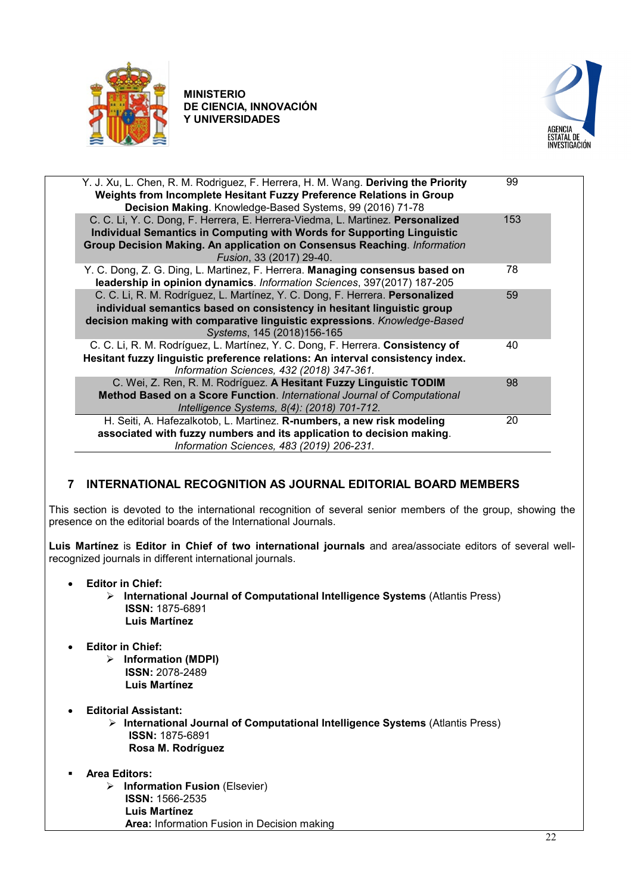| | |
|---|---|
| Y. J. Xu, L. Chen, R. M. Rodriguez, F. Herrera, H. M. Wang. **Deriving the Priority Weights from Incomplete Hesitant Fuzzy Preference Relations in Group Decision Making**. Knowledge-Based Systems, 99 (2016) 71-78 | 99 |
| C. C. Li, Y. C. Dong, F. Herrera, E. Herrera-Viedma, L. Martinez. **Personalized Individual Semantics in Computing with Words for Supporting Linguistic Group Decision Making. An application on Consensus Reaching**. *Information Fusion*, 33 (2017) 29-40. | 153 |
| Y. C. Dong, Z. G. Ding, L. Martinez, F. Herrera. **Managing consensus based on leadership in opinion dynamics**. *Information Sciences*, 397(2017) 187-205 | 78 |
| C. C. Li, R. M. Rodríguez, L. Martínez, Y. C. Dong, F. Herrera. **Personalized individual semantics based on consistency in hesitant linguistic group decision making with comparative linguistic expressions**. *Knowledge-Based Systems*, 145 (2018)156-165 | 59 |
| C. C. Li, R. M. Rodríguez, L. Martínez, Y. C. Dong, F. Herrera. **Consistency of Hesitant fuzzy linguistic preference relations: An interval consistency index.** *Information Sciences, 432 (2018) 347-361.* | 40 |
| C. Wei, Z. Ren, R. M. Rodríguez. **A Hesitant Fuzzy Linguistic TODIM Method Based on a Score Function**. *International Journal of Computational Intelligence Systems, 8(4): (2018) 701-712.* | 98 |
| H. Seiti, A. Hafezalkotob, L. Martinez. **R-numbers, a new risk modeling associated with fuzzy numbers and its application to decision making**. *Information Sciences, 483 (2019) 206-231.* | 20 |

## 7 INTERNATIONAL RECOGNITION AS JOURNAL EDITORIAL BOARD MEMBERS

This section is devoted to the international recognition of several senior members of the group, showing the presence on the editorial boards of the International Journals.

**Luis Martínez** is **Editor in Chief of two international journals** and area/associate editors of several well-recognized journals in different international journals.

- **Editor in Chief:**
  - **International Journal of Computational Intelligence Systems** (Atlantis Press)
    **ISSN:** 1875-6891
    **Luis Martínez**

- **Editor in Chief:**
  - **Information (MDPI)**
    **ISSN:** 2078-2489
    **Luis Martínez**

- **Editorial Assistant:**
  - **International Journal of Computational Intelligence Systems** (Atlantis Press)
    **ISSN:** 1875-6891
    **Rosa M. Rodríguez**

- **Area Editors:**
  - **Information Fusion** (Elsevier)
    **ISSN:** 1566-2535
    **Luis Martínez**
    **Area:** Information Fusion in Decision making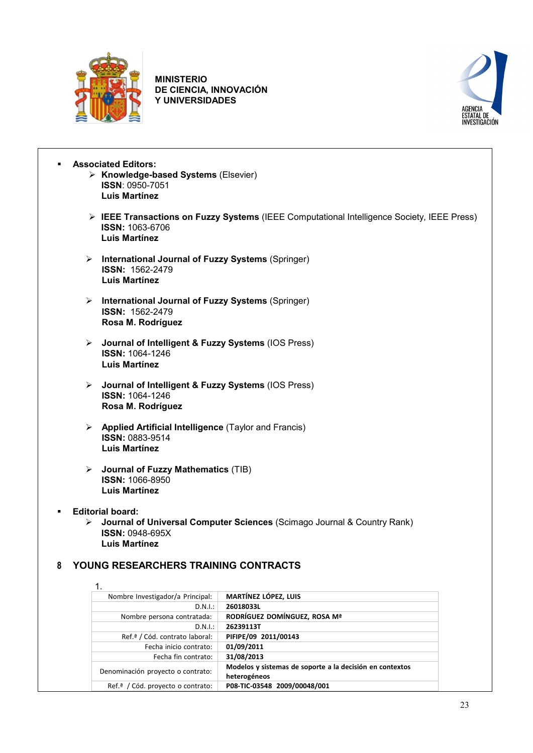- **Associated Editors:**
  - **Knowledge-based Systems** (Elsevier)
    **ISSN**: 0950-7051
    **Luis Martínez**
  - **IEEE Transactions on Fuzzy Systems** (IEEE Computational Intelligence Society, IEEE Press)
    **ISSN:** 1063-6706
    **Luis Martínez**
  - **International Journal of Fuzzy Systems** (Springer)
    **ISSN:** 1562-2479
    **Luis Martínez**
  - **International Journal of Fuzzy Systems** (Springer)
    **ISSN:** 1562-2479
    **Rosa M. Rodríguez**
  - **Journal of Intelligent & Fuzzy Systems** (IOS Press)
    **ISSN:** 1064-1246
    **Luis Martínez**
  - **Journal of Intelligent & Fuzzy Systems** (IOS Press)
    **ISSN:** 1064-1246
    **Rosa M. Rodríguez**
  - **Applied Artificial Intelligence** (Taylor and Francis)
    **ISSN:** 0883-9514
    **Luis Martínez**
  - **Journal of Fuzzy Mathematics** (TIB)
    **ISSN:** 1066-8950
    **Luis Martínez**
- **Editorial board:**
  - **Journal of Universal Computer Sciences** (Scimago Journal & Country Rank)
    **ISSN:** 0948-695X
    **Luis Martínez**

## 8 YOUNG RESEARCHERS TRAINING CONTRACTS

1.

| | |
|---|---|
| Nombre Investigador/a Principal: | **MARTÍNEZ LÓPEZ, LUIS** |
| D.N.I.: | **26018033L** |
| Nombre persona contratada: | **RODRÍGUEZ DOMÍNGUEZ, ROSA Mª** |
| D.N.I.: | **26239113T** |
| Ref.ª / Cód. contrato laboral: | **PIFIPE/09 2011/00143** |
| Fecha inicio contrato: | **01/09/2011** |
| Fecha fin contrato: | **31/08/2013** |
| Denominación proyecto o contrato: | **Modelos y sistemas de soporte a la decisión en contextos heterogéneos** |
| Ref.ª / Cód. proyecto o contrato: | **P08-TIC-03548 2009/00048/001** |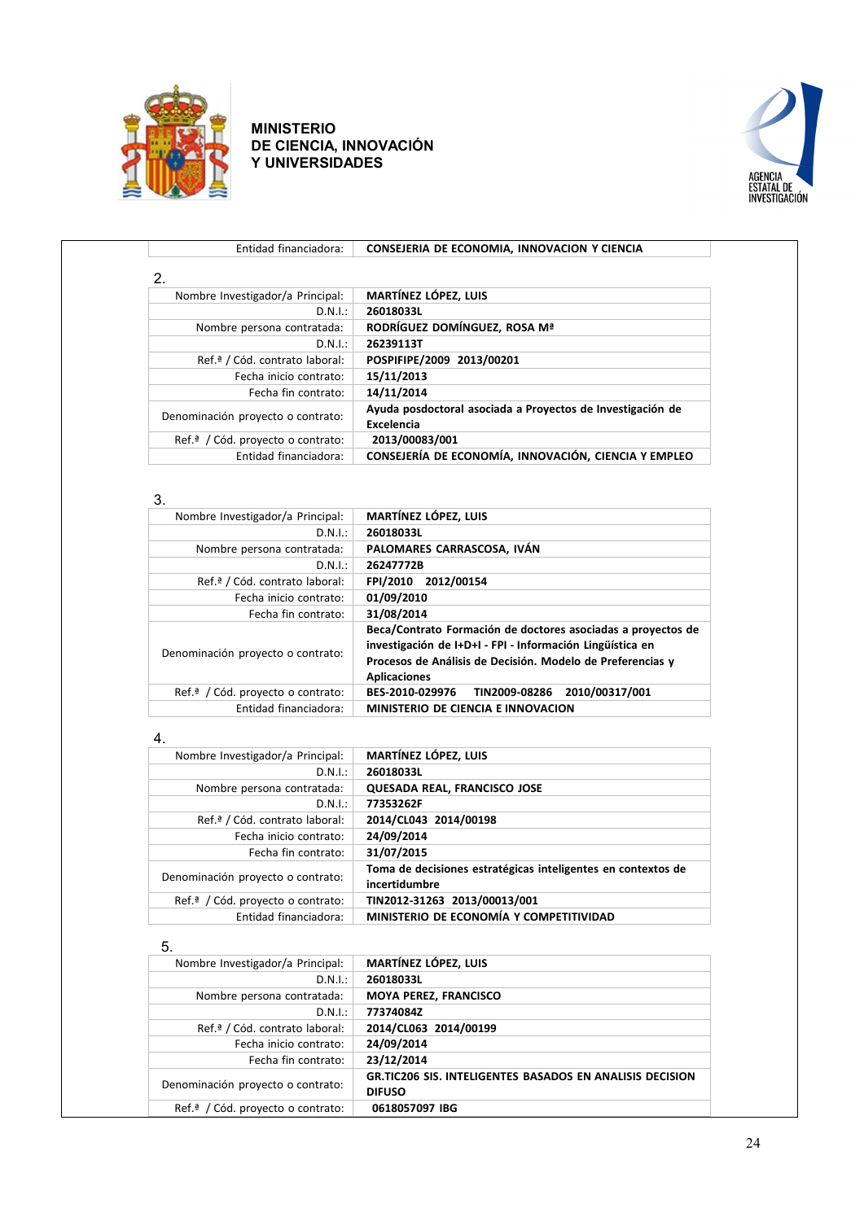**MINISTERIO DE CIENCIA, INNOVACIÓN Y UNIVERSIDADES**

AGENCIA ESTATAL DE INVESTIGACIÓN

| | |
|---|---|
| Entidad financiadora: | **CONSEJERIA DE ECONOMIA, INNOVACION Y CIENCIA** |

2.

| | |
|---|---|
| Nombre Investigador/a Principal: | **MARTÍNEZ LÓPEZ, LUIS** |
| D.N.I.: | **26018033L** |
| Nombre persona contratada: | **RODRÍGUEZ DOMÍNGUEZ, ROSA Mª** |
| D.N.I.: | **26239113T** |
| Ref.ª / Cód. contrato laboral: | **POSPIFIPE/2009 2013/00201** |
| Fecha inicio contrato: | **15/11/2013** |
| Fecha fin contrato: | **14/11/2014** |
| Denominación proyecto o contrato: | **Ayuda posdoctoral asociada a Proyectos de Investigación de Excelencia** |
| Ref.ª / Cód. proyecto o contrato: | **2013/00083/001** |
| Entidad financiadora: | **CONSEJERÍA DE ECONOMÍA, INNOVACIÓN, CIENCIA Y EMPLEO** |

3.

| | |
|---|---|
| Nombre Investigador/a Principal: | **MARTÍNEZ LÓPEZ, LUIS** |
| D.N.I.: | **26018033L** |
| Nombre persona contratada: | **PALOMARES CARRASCOSA, IVÁN** |
| D.N.I.: | **26247772B** |
| Ref.ª / Cód. contrato laboral: | **FPI/2010 2012/00154** |
| Fecha inicio contrato: | **01/09/2010** |
| Fecha fin contrato: | **31/08/2014** |
| Denominación proyecto o contrato: | **Beca/Contrato Formación de doctores asociadas a proyectos de investigación de I+D+I - FPI - Información Lingüística en Procesos de Análisis de Decisión. Modelo de Preferencias y Aplicaciones** |
| Ref.ª / Cód. proyecto o contrato: | **BES-2010-029976 TIN2009-08286 2010/00317/001** |
| Entidad financiadora: | **MINISTERIO DE CIENCIA E INNOVACION** |

4.

| | |
|---|---|
| Nombre Investigador/a Principal: | **MARTÍNEZ LÓPEZ, LUIS** |
| D.N.I.: | **26018033L** |
| Nombre persona contratada: | **QUESADA REAL, FRANCISCO JOSE** |
| D.N.I.: | **77353262F** |
| Ref.ª / Cód. contrato laboral: | **2014/CL043 2014/00198** |
| Fecha inicio contrato: | **24/09/2014** |
| Fecha fin contrato: | **31/07/2015** |
| Denominación proyecto o contrato: | **Toma de decisiones estratégicas inteligentes en contextos de incertidumbre** |
| Ref.ª / Cód. proyecto o contrato: | **TIN2012-31263 2013/00013/001** |
| Entidad financiadora: | **MINISTERIO DE ECONOMÍA Y COMPETITIVIDAD** |

5.

| | |
|---|---|
| Nombre Investigador/a Principal: | **MARTÍNEZ LÓPEZ, LUIS** |
| D.N.I.: | **26018033L** |
| Nombre persona contratada: | **MOYA PEREZ, FRANCISCO** |
| D.N.I.: | **77374084Z** |
| Ref.ª / Cód. contrato laboral: | **2014/CL063 2014/00199** |
| Fecha inicio contrato: | **24/09/2014** |
| Fecha fin contrato: | **23/12/2014** |
| Denominación proyecto o contrato: | **GR.TIC206 SIS. INTELIGENTES BASADOS EN ANALISIS DECISION DIFUSO** |
| Ref.ª / Cód. proyecto o contrato: | **0618057097 IBG** |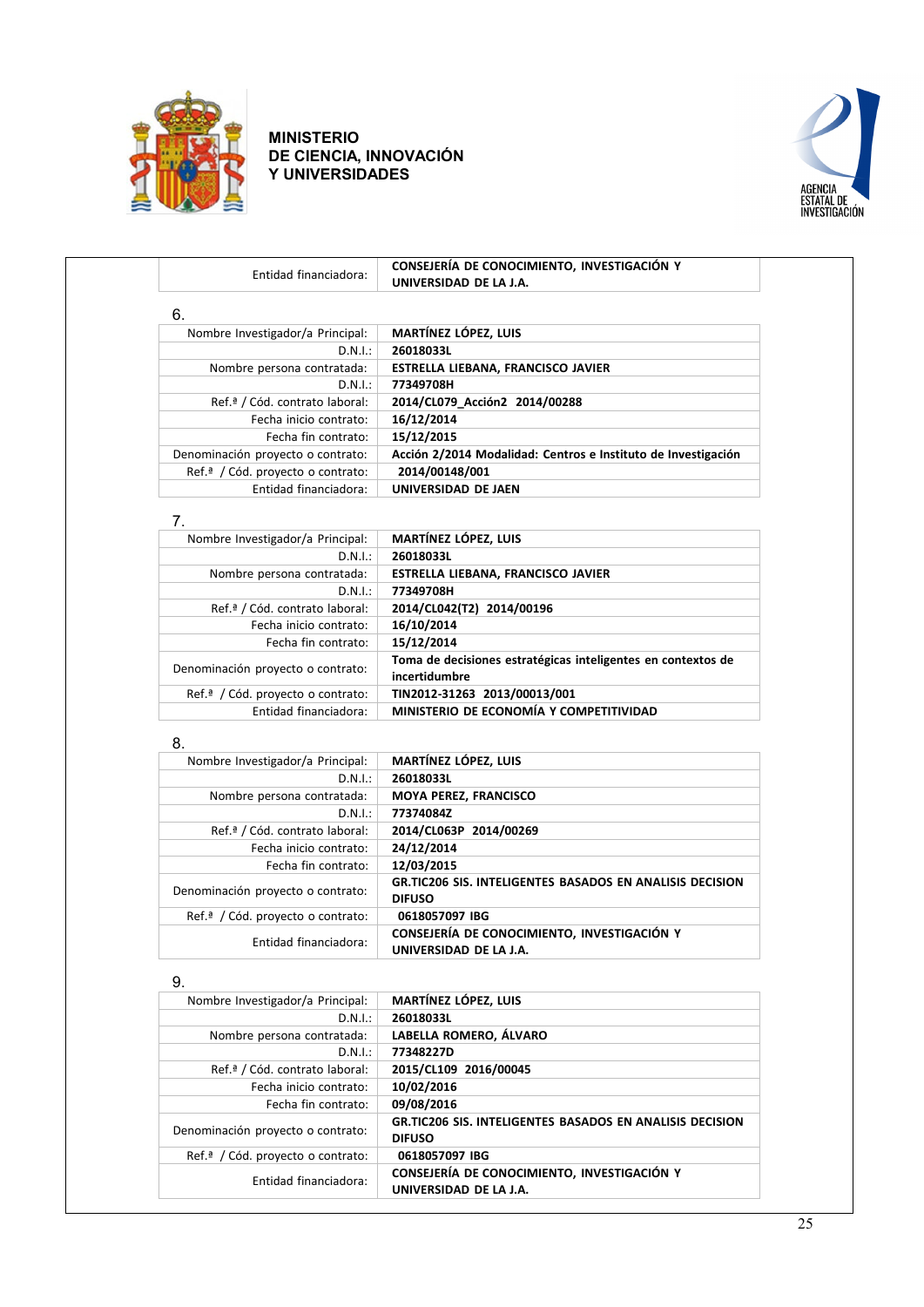MINISTERIO
DE CIENCIA, INNOVACIÓN
Y UNIVERSIDADES

AGENCIA ESTATAL DE INVESTIGACIÓN

| | |
|---|---|
| Entidad financiadora: | **CONSEJERÍA DE CONOCIMIENTO, INVESTIGACIÓN Y UNIVERSIDAD DE LA J.A.** |

6.

| | |
|---|---|
| Nombre Investigador/a Principal: | **MARTÍNEZ LÓPEZ, LUIS** |
| D.N.I.: | **26018033L** |
| Nombre persona contratada: | **ESTRELLA LIEBANA, FRANCISCO JAVIER** |
| D.N.I.: | **77349708H** |
| Ref.ª / Cód. contrato laboral: | **2014/CL079_Acción2 2014/00288** |
| Fecha inicio contrato: | **16/12/2014** |
| Fecha fin contrato: | **15/12/2015** |
| Denominación proyecto o contrato: | **Acción 2/2014 Modalidad: Centros e Instituto de Investigación** |
| Ref.ª / Cód. proyecto o contrato: | **2014/00148/001** |
| Entidad financiadora: | **UNIVERSIDAD DE JAEN** |

7.

| | |
|---|---|
| Nombre Investigador/a Principal: | **MARTÍNEZ LÓPEZ, LUIS** |
| D.N.I.: | **26018033L** |
| Nombre persona contratada: | **ESTRELLA LIEBANA, FRANCISCO JAVIER** |
| D.N.I.: | **77349708H** |
| Ref.ª / Cód. contrato laboral: | **2014/CL042(T2) 2014/00196** |
| Fecha inicio contrato: | **16/10/2014** |
| Fecha fin contrato: | **15/12/2014** |
| Denominación proyecto o contrato: | **Toma de decisiones estratégicas inteligentes en contextos de incertidumbre** |
| Ref.ª / Cód. proyecto o contrato: | **TIN2012-31263 2013/00013/001** |
| Entidad financiadora: | **MINISTERIO DE ECONOMÍA Y COMPETITIVIDAD** |

8.

| | |
|---|---|
| Nombre Investigador/a Principal: | **MARTÍNEZ LÓPEZ, LUIS** |
| D.N.I.: | **26018033L** |
| Nombre persona contratada: | **MOYA PEREZ, FRANCISCO** |
| D.N.I.: | **77374084Z** |
| Ref.ª / Cód. contrato laboral: | **2014/CL063P 2014/00269** |
| Fecha inicio contrato: | **24/12/2014** |
| Fecha fin contrato: | **12/03/2015** |
| Denominación proyecto o contrato: | **GR.TIC206 SIS. INTELIGENTES BASADOS EN ANALISIS DECISION DIFUSO** |
| Ref.ª / Cód. proyecto o contrato: | **0618057097 IBG** |
| Entidad financiadora: | **CONSEJERÍA DE CONOCIMIENTO, INVESTIGACIÓN Y UNIVERSIDAD DE LA J.A.** |

9.

| | |
|---|---|
| Nombre Investigador/a Principal: | **MARTÍNEZ LÓPEZ, LUIS** |
| D.N.I.: | **26018033L** |
| Nombre persona contratada: | **LABELLA ROMERO, ÁLVARO** |
| D.N.I.: | **77348227D** |
| Ref.ª / Cód. contrato laboral: | **2015/CL109 2016/00045** |
| Fecha inicio contrato: | **10/02/2016** |
| Fecha fin contrato: | **09/08/2016** |
| Denominación proyecto o contrato: | **GR.TIC206 SIS. INTELIGENTES BASADOS EN ANALISIS DECISION DIFUSO** |
| Ref.ª / Cód. proyecto o contrato: | **0618057097 IBG** |
| Entidad financiadora: | **CONSEJERÍA DE CONOCIMIENTO, INVESTIGACIÓN Y UNIVERSIDAD DE LA J.A.** |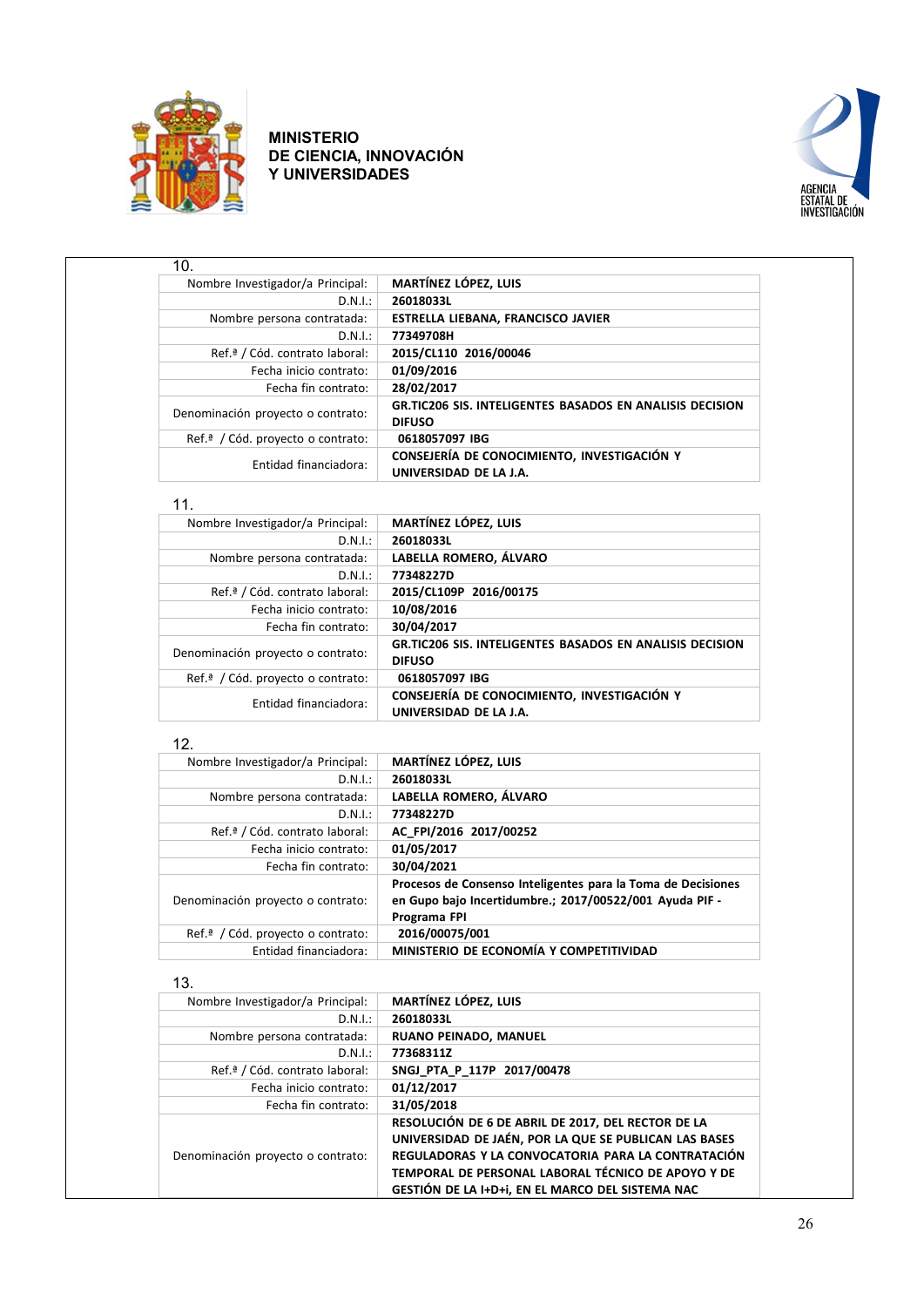MINISTERIO
DE CIENCIA, INNOVACIÓN
Y UNIVERSIDADES

AGENCIA ESTATAL DE INVESTIGACIÓN

10.

| | |
|---|---|
| Nombre Investigador/a Principal: | **MARTÍNEZ LÓPEZ, LUIS** |
| D.N.I.: | **26018033L** |
| Nombre persona contratada: | **ESTRELLA LIEBANA, FRANCISCO JAVIER** |
| D.N.I.: | **77349708H** |
| Ref.ª / Cód. contrato laboral: | **2015/CL110 2016/00046** |
| Fecha inicio contrato: | **01/09/2016** |
| Fecha fin contrato: | **28/02/2017** |
| Denominación proyecto o contrato: | **GR.TIC206 SIS. INTELIGENTES BASADOS EN ANALISIS DECISION DIFUSO** |
| Ref.ª / Cód. proyecto o contrato: | **0618057097 IBG** |
| Entidad financiadora: | **CONSEJERÍA DE CONOCIMIENTO, INVESTIGACIÓN Y UNIVERSIDAD DE LA J.A.** |

11.

| | |
|---|---|
| Nombre Investigador/a Principal: | **MARTÍNEZ LÓPEZ, LUIS** |
| D.N.I.: | **26018033L** |
| Nombre persona contratada: | **LABELLA ROMERO, ÁLVARO** |
| D.N.I.: | **77348227D** |
| Ref.ª / Cód. contrato laboral: | **2015/CL109P 2016/00175** |
| Fecha inicio contrato: | **10/08/2016** |
| Fecha fin contrato: | **30/04/2017** |
| Denominación proyecto o contrato: | **GR.TIC206 SIS. INTELIGENTES BASADOS EN ANALISIS DECISION DIFUSO** |
| Ref.ª / Cód. proyecto o contrato: | **0618057097 IBG** |
| Entidad financiadora: | **CONSEJERÍA DE CONOCIMIENTO, INVESTIGACIÓN Y UNIVERSIDAD DE LA J.A.** |

12.

| | |
|---|---|
| Nombre Investigador/a Principal: | **MARTÍNEZ LÓPEZ, LUIS** |
| D.N.I.: | **26018033L** |
| Nombre persona contratada: | **LABELLA ROMERO, ÁLVARO** |
| D.N.I.: | **77348227D** |
| Ref.ª / Cód. contrato laboral: | **AC_FPI/2016 2017/00252** |
| Fecha inicio contrato: | **01/05/2017** |
| Fecha fin contrato: | **30/04/2021** |
| Denominación proyecto o contrato: | **Procesos de Consenso Inteligentes para la Toma de Decisiones en Gupo bajo Incertidumbre.; 2017/00522/001 Ayuda PIF - Programa FPI** |
| Ref.ª / Cód. proyecto o contrato: | **2016/00075/001** |
| Entidad financiadora: | **MINISTERIO DE ECONOMÍA Y COMPETITIVIDAD** |

13.

| | |
|---|---|
| Nombre Investigador/a Principal: | **MARTÍNEZ LÓPEZ, LUIS** |
| D.N.I.: | **26018033L** |
| Nombre persona contratada: | **RUANO PEINADO, MANUEL** |
| D.N.I.: | **77368311Z** |
| Ref.ª / Cód. contrato laboral: | **SNGJ_PTA_P_117P 2017/00478** |
| Fecha inicio contrato: | **01/12/2017** |
| Fecha fin contrato: | **31/05/2018** |
| Denominación proyecto o contrato: | **RESOLUCIÓN DE 6 DE ABRIL DE 2017, DEL RECTOR DE LA UNIVERSIDAD DE JAÉN, POR LA QUE SE PUBLICAN LAS BASES REGULADORAS Y LA CONVOCATORIA PARA LA CONTRATACIÓN TEMPORAL DE PERSONAL LABORAL TÉCNICO DE APOYO Y DE GESTIÓN DE LA I+D+i, EN EL MARCO DEL SISTEMA NAC** |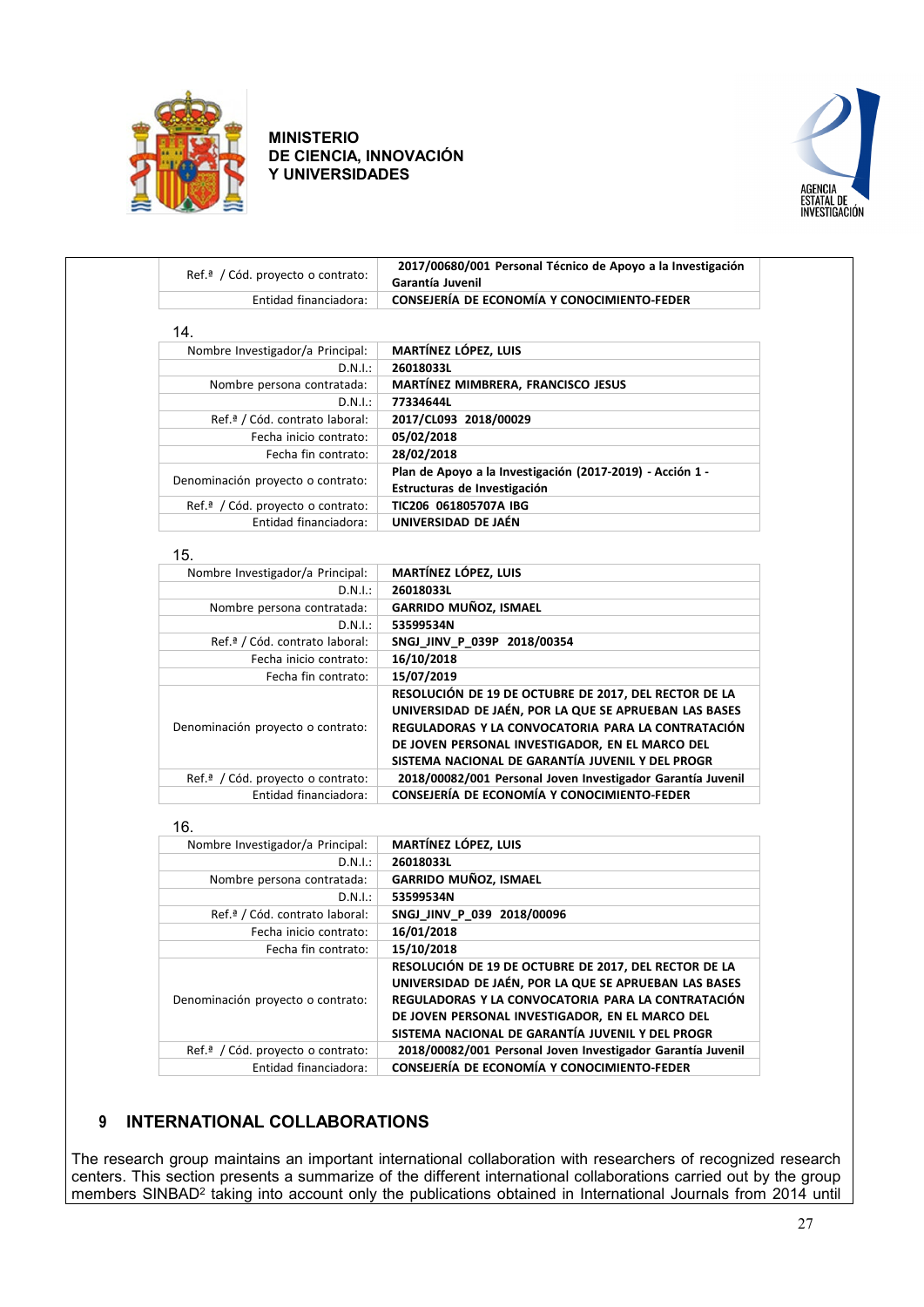| | |
|---|---|
| Ref.ª / Cód. proyecto o contrato: | **2017/00680/001 Personal Técnico de Apoyo a la Investigación Garantía Juvenil** |
| Entidad financiadora: | **CONSEJERÍA DE ECONOMÍA Y CONOCIMIENTO-FEDER** |

14.

| | |
|---|---|
| Nombre Investigador/a Principal: | **MARTÍNEZ LÓPEZ, LUIS** |
| D.N.I.: | **26018033L** |
| Nombre persona contratada: | **MARTÍNEZ MIMBRERA, FRANCISCO JESUS** |
| D.N.I.: | **77334644L** |
| Ref.ª / Cód. contrato laboral: | **2017/CL093 2018/00029** |
| Fecha inicio contrato: | **05/02/2018** |
| Fecha fin contrato: | **28/02/2018** |
| Denominación proyecto o contrato: | **Plan de Apoyo a la Investigación (2017-2019) - Acción 1 - Estructuras de Investigación** |
| Ref.ª / Cód. proyecto o contrato: | **TIC206 061805707A IBG** |
| Entidad financiadora: | **UNIVERSIDAD DE JAÉN** |

15.

| | |
|---|---|
| Nombre Investigador/a Principal: | **MARTÍNEZ LÓPEZ, LUIS** |
| D.N.I.: | **26018033L** |
| Nombre persona contratada: | **GARRIDO MUÑOZ, ISMAEL** |
| D.N.I.: | **53599534N** |
| Ref.ª / Cód. contrato laboral: | **SNGJ_JINV_P_039P 2018/00354** |
| Fecha inicio contrato: | **16/10/2018** |
| Fecha fin contrato: | **15/07/2019** |
| Denominación proyecto o contrato: | **RESOLUCIÓN DE 19 DE OCTUBRE DE 2017, DEL RECTOR DE LA UNIVERSIDAD DE JAÉN, POR LA QUE SE APRUEBAN LAS BASES REGULADORAS Y LA CONVOCATORIA PARA LA CONTRATACIÓN DE JOVEN PERSONAL INVESTIGADOR, EN EL MARCO DEL SISTEMA NACIONAL DE GARANTÍA JUVENIL Y DEL PROGR** |
| Ref.ª / Cód. proyecto o contrato: | **2018/00082/001 Personal Joven Investigador Garantía Juvenil** |
| Entidad financiadora: | **CONSEJERÍA DE ECONOMÍA Y CONOCIMIENTO-FEDER** |

16.

| | |
|---|---|
| Nombre Investigador/a Principal: | **MARTÍNEZ LÓPEZ, LUIS** |
| D.N.I.: | **26018033L** |
| Nombre persona contratada: | **GARRIDO MUÑOZ, ISMAEL** |
| D.N.I.: | **53599534N** |
| Ref.ª / Cód. contrato laboral: | **SNGJ_JINV_P_039 2018/00096** |
| Fecha inicio contrato: | **16/01/2018** |
| Fecha fin contrato: | **15/10/2018** |
| Denominación proyecto o contrato: | **RESOLUCIÓN DE 19 DE OCTUBRE DE 2017, DEL RECTOR DE LA UNIVERSIDAD DE JAÉN, POR LA QUE SE APRUEBAN LAS BASES REGULADORAS Y LA CONVOCATORIA PARA LA CONTRATACIÓN DE JOVEN PERSONAL INVESTIGADOR, EN EL MARCO DEL SISTEMA NACIONAL DE GARANTÍA JUVENIL Y DEL PROGR** |
| Ref.ª / Cód. proyecto o contrato: | **2018/00082/001 Personal Joven Investigador Garantía Juvenil** |
| Entidad financiadora: | **CONSEJERÍA DE ECONOMÍA Y CONOCIMIENTO-FEDER** |

## 9 INTERNATIONAL COLLABORATIONS

The research group maintains an important international collaboration with researchers of recognized research centers. This section presents a summarize of the different international collaborations carried out by the group members SINBAD[2] taking into account only the publications obtained in International Journals from 2014 until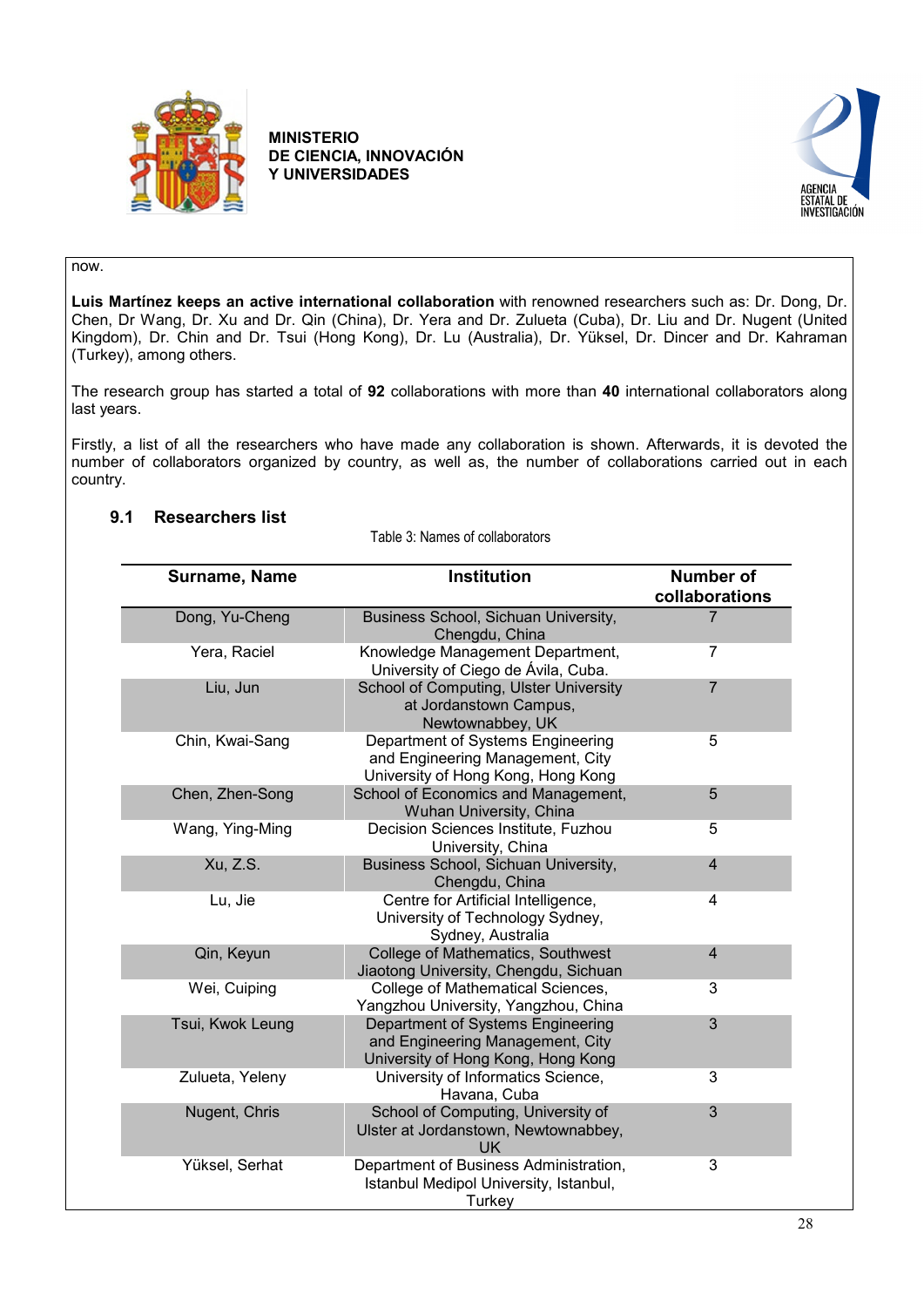now.

**Luis Martínez keeps an active international collaboration** with renowned researchers such as: Dr. Dong, Dr. Chen, Dr Wang, Dr. Xu and Dr. Qin (China), Dr. Yera and Dr. Zulueta (Cuba), Dr. Liu and Dr. Nugent (United Kingdom), Dr. Chin and Dr. Tsui (Hong Kong), Dr. Lu (Australia), Dr. Yüksel, Dr. Dincer and Dr. Kahraman (Turkey), among others.

The research group has started a total of **92** collaborations with more than **40** international collaborators along last years.

Firstly, a list of all the researchers who have made any collaboration is shown. Afterwards, it is devoted the number of collaborators organized by country, as well as, the number of collaborations carried out in each country.

### 9.1 Researchers list

Table 3: Names of collaborators

| Surname, Name | Institution | Number of collaborations |
|---|---|---|
| Dong, Yu-Cheng | Business School, Sichuan University, Chengdu, China | 7 |
| Yera, Raciel | Knowledge Management Department, University of Ciego de Ávila, Cuba. | 7 |
| Liu, Jun | School of Computing, Ulster University at Jordanstown Campus, Newtownabbey, UK | 7 |
| Chin, Kwai-Sang | Department of Systems Engineering and Engineering Management, City University of Hong Kong, Hong Kong | 5 |
| Chen, Zhen-Song | School of Economics and Management, Wuhan University, China | 5 |
| Wang, Ying-Ming | Decision Sciences Institute, Fuzhou University, China | 5 |
| Xu, Z.S. | Business School, Sichuan University, Chengdu, China | 4 |
| Lu, Jie | Centre for Artificial Intelligence, University of Technology Sydney, Sydney, Australia | 4 |
| Qin, Keyun | College of Mathematics, Southwest Jiaotong University, Chengdu, Sichuan | 4 |
| Wei, Cuiping | College of Mathematical Sciences, Yangzhou University, Yangzhou, China | 3 |
| Tsui, Kwok Leung | Department of Systems Engineering and Engineering Management, City University of Hong Kong, Hong Kong | 3 |
| Zulueta, Yeleny | University of Informatics Science, Havana, Cuba | 3 |
| Nugent, Chris | School of Computing, University of Ulster at Jordanstown, Newtownabbey, UK | 3 |
| Yüksel, Serhat | Department of Business Administration, Istanbul Medipol University, Istanbul, Turkey | 3 |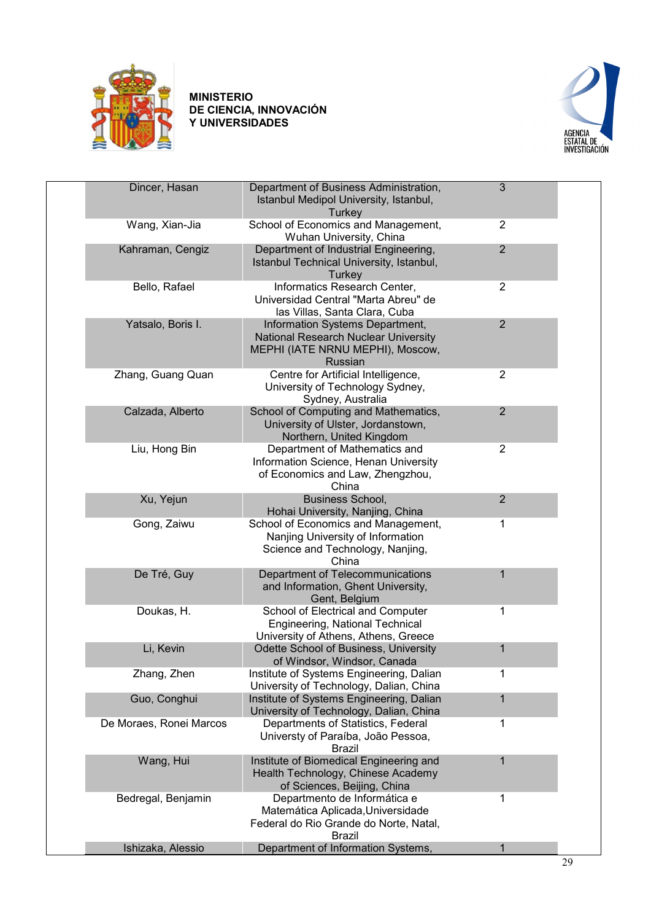**MINISTERIO DE CIENCIA, INNOVACIÓN Y UNIVERSIDADES**

AGENCIA ESTATAL DE INVESTIGACIÓN

| | | |
|---|---|---|
| Dincer, Hasan | Department of Business Administration, Istanbul Medipol University, Istanbul, Turkey | 3 |
| Wang, Xian-Jia | School of Economics and Management, Wuhan University, China | 2 |
| Kahraman, Cengiz | Department of Industrial Engineering, Istanbul Technical University, Istanbul, Turkey | 2 |
| Bello, Rafael | Informatics Research Center, Universidad Central "Marta Abreu" de las Villas, Santa Clara, Cuba | 2 |
| Yatsalo, Boris I. | Information Systems Department, National Research Nuclear University MEPHI (IATE NRNU MEPHI), Moscow, Russian | 2 |
| Zhang, Guang Quan | Centre for Artificial Intelligence, University of Technology Sydney, Sydney, Australia | 2 |
| Calzada, Alberto | School of Computing and Mathematics, University of Ulster, Jordanstown, Northern, United Kingdom | 2 |
| Liu, Hong Bin | Department of Mathematics and Information Science, Henan University of Economics and Law, Zhengzhou, China | 2 |
| Xu, Yejun | Business School, Hohai University, Nanjing, China | 2 |
| Gong, Zaiwu | School of Economics and Management, Nanjing University of Information Science and Technology, Nanjing, China | 1 |
| De Tré, Guy | Department of Telecommunications and Information, Ghent University, Gent, Belgium | 1 |
| Doukas, H. | School of Electrical and Computer Engineering, National Technical University of Athens, Athens, Greece | 1 |
| Li, Kevin | Odette School of Business, University of Windsor, Windsor, Canada | 1 |
| Zhang, Zhen | Institute of Systems Engineering, Dalian University of Technology, Dalian, China | 1 |
| Guo, Conghui | Institute of Systems Engineering, Dalian University of Technology, Dalian, China | 1 |
| De Moraes, Ronei Marcos | Departments of Statistics, Federal Universty of Paraíba, João Pessoa, Brazil | 1 |
| Wang, Hui | Institute of Biomedical Engineering and Health Technology, Chinese Academy of Sciences, Beijing, China | 1 |
| Bedregal, Benjamin | Departmento de Informática e Matemática Aplicada,Universidade Federal do Rio Grande do Norte, Natal, Brazil | 1 |
| Ishizaka, Alessio | Department of Information Systems, | 1 |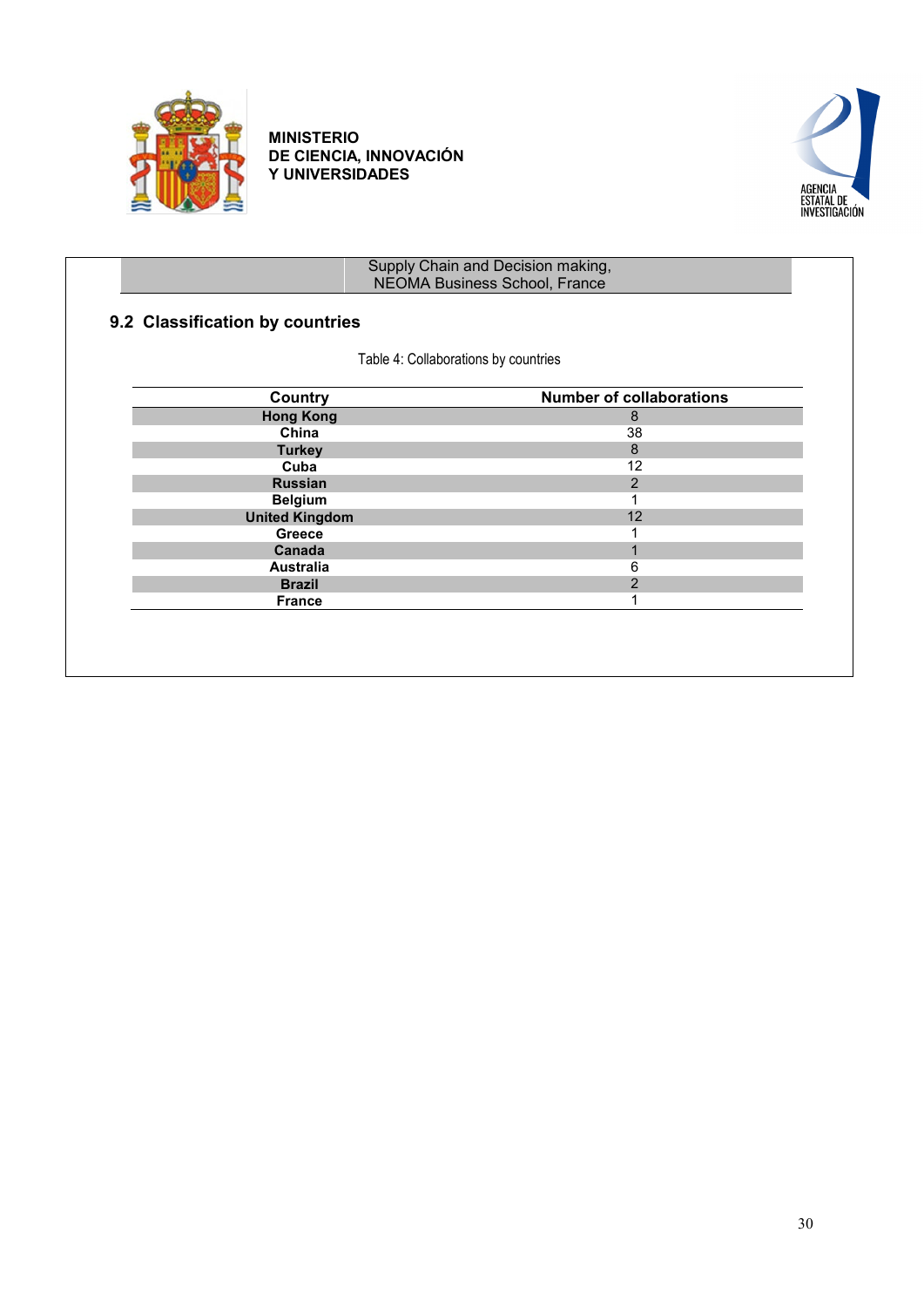MINISTERIO
DE CIENCIA, INNOVACIÓN
Y UNIVERSIDADES

AGENCIA
ESTATAL DE
INVESTIGACIÓN

| | |
|---|---|
| | Supply Chain and Decision making, NEOMA Business School, France |

## 9.2 Classification by countries

Table 4: Collaborations by countries

| Country | Number of collaborations |
|---|---|
| **Hong Kong** | 8 |
| **China** | 38 |
| **Turkey** | 8 |
| **Cuba** | 12 |
| **Russian** | 2 |
| **Belgium** | 1 |
| **United Kingdom** | 12 |
| **Greece** | 1 |
| **Canada** | 1 |
| **Australia** | 6 |
| **Brazil** | 2 |
| **France** | 1 |